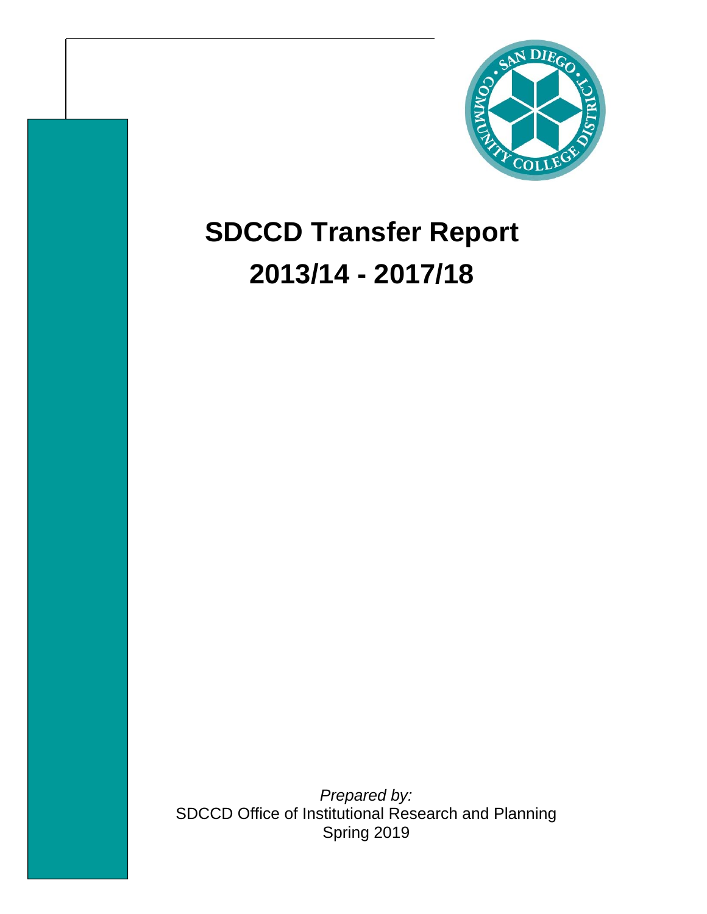# SDCCD Transfer Report

# 2013/14 - 2017/18

*Prepared by:*
SDCCD Office of Institutional Research and Planning
Spring 2019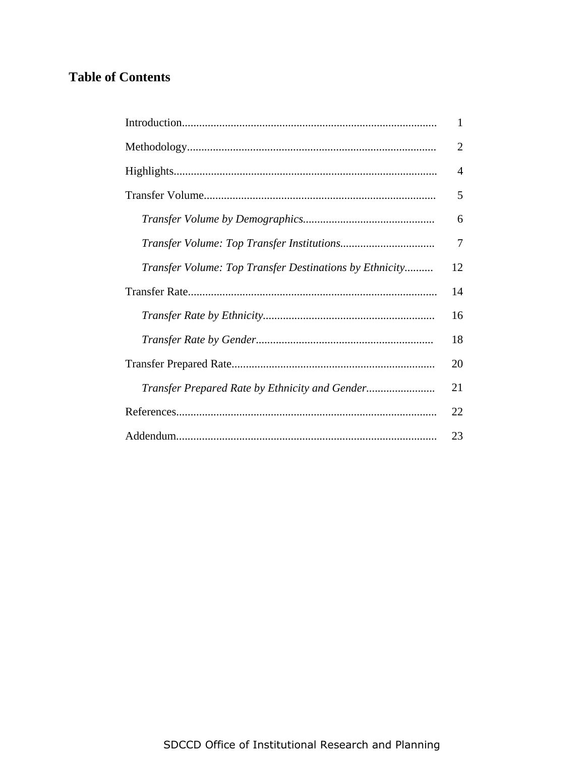## Table of Contents

| | |
|---|---|
| Introduction | 1 |
| Methodology | 2 |
| Highlights | 4 |
| Transfer Volume | 5 |
| *Transfer Volume by Demographics* | 6 |
| *Transfer Volume: Top Transfer Institutions* | 7 |
| *Transfer Volume: Top Transfer Destinations by Ethnicity* | 12 |
| Transfer Rate | 14 |
| *Transfer Rate by Ethnicity* | 16 |
| *Transfer Rate by Gender* | 18 |
| Transfer Prepared Rate | 20 |
| *Transfer Prepared Rate by Ethnicity and Gender* | 21 |
| References | 22 |
| Addendum | 23 |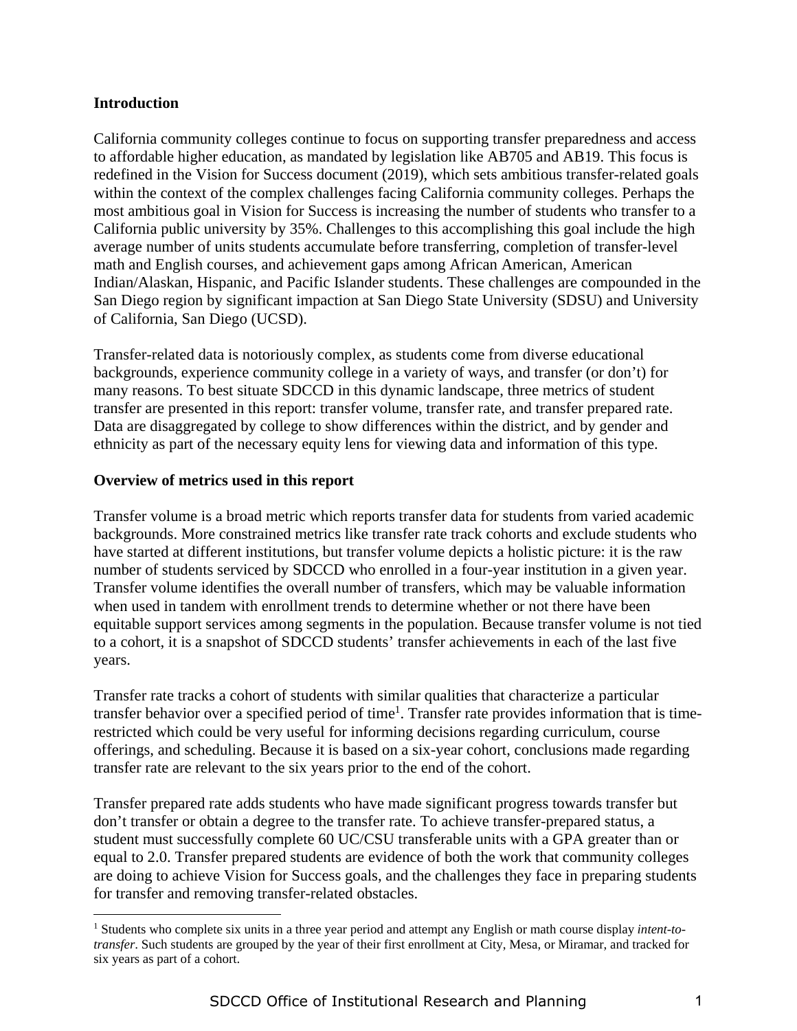**Introduction**

California community colleges continue to focus on supporting transfer preparedness and access to affordable higher education, as mandated by legislation like AB705 and AB19. This focus is redefined in the Vision for Success document (2019), which sets ambitious transfer-related goals within the context of the complex challenges facing California community colleges. Perhaps the most ambitious goal in Vision for Success is increasing the number of students who transfer to a California public university by 35%. Challenges to this accomplishing this goal include the high average number of units students accumulate before transferring, completion of transfer-level math and English courses, and achievement gaps among African American, American Indian/Alaskan, Hispanic, and Pacific Islander students. These challenges are compounded in the San Diego region by significant impaction at San Diego State University (SDSU) and University of California, San Diego (UCSD).

Transfer-related data is notoriously complex, as students come from diverse educational backgrounds, experience community college in a variety of ways, and transfer (or don't) for many reasons. To best situate SDCCD in this dynamic landscape, three metrics of student transfer are presented in this report: transfer volume, transfer rate, and transfer prepared rate. Data are disaggregated by college to show differences within the district, and by gender and ethnicity as part of the necessary equity lens for viewing data and information of this type.

**Overview of metrics used in this report**

Transfer volume is a broad metric which reports transfer data for students from varied academic backgrounds. More constrained metrics like transfer rate track cohorts and exclude students who have started at different institutions, but transfer volume depicts a holistic picture: it is the raw number of students serviced by SDCCD who enrolled in a four-year institution in a given year. Transfer volume identifies the overall number of transfers, which may be valuable information when used in tandem with enrollment trends to determine whether or not there have been equitable support services among segments in the population. Because transfer volume is not tied to a cohort, it is a snapshot of SDCCD students' transfer achievements in each of the last five years.

Transfer rate tracks a cohort of students with similar qualities that characterize a particular transfer behavior over a specified period of time[1]. Transfer rate provides information that is time-restricted which could be very useful for informing decisions regarding curriculum, course offerings, and scheduling. Because it is based on a six-year cohort, conclusions made regarding transfer rate are relevant to the six years prior to the end of the cohort.

Transfer prepared rate adds students who have made significant progress towards transfer but don't transfer or obtain a degree to the transfer rate. To achieve transfer-prepared status, a student must successfully complete 60 UC/CSU transferable units with a GPA greater than or equal to 2.0. Transfer prepared students are evidence of both the work that community colleges are doing to achieve Vision for Success goals, and the challenges they face in preparing students for transfer and removing transfer-related obstacles.

[1] Students who complete six units in a three year period and attempt any English or math course display *intent-to-transfer*. Such students are grouped by the year of their first enrollment at City, Mesa, or Miramar, and tracked for six years as part of a cohort.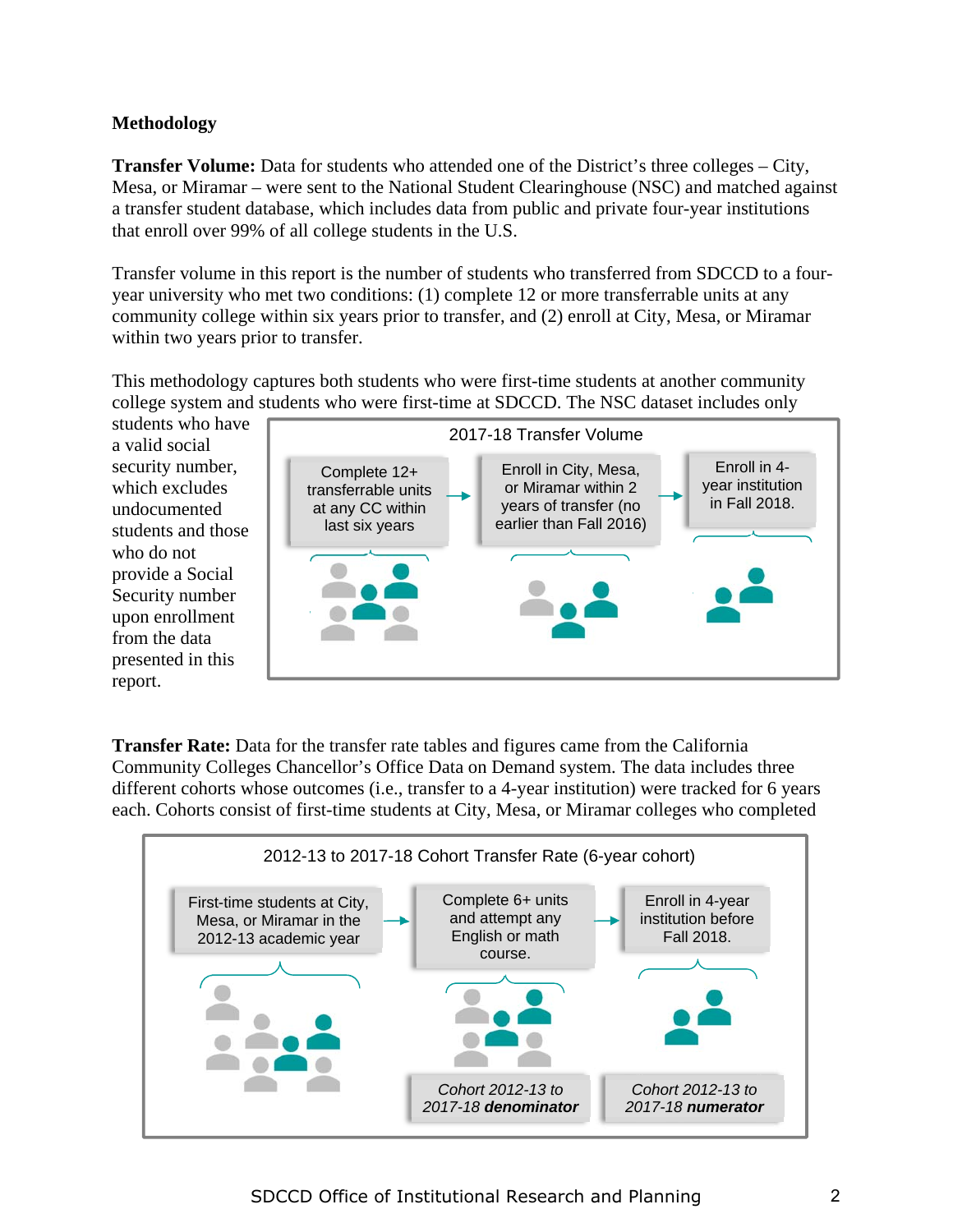## Methodology

**Transfer Volume:** Data for students who attended one of the District's three colleges – City, Mesa, or Miramar – were sent to the National Student Clearinghouse (NSC) and matched against a transfer student database, which includes data from public and private four-year institutions that enroll over 99% of all college students in the U.S.

Transfer volume in this report is the number of students who transferred from SDCCD to a four-year university who met two conditions: (1) complete 12 or more transferrable units at any community college within six years prior to transfer, and (2) enroll at City, Mesa, or Miramar within two years prior to transfer.

This methodology captures both students who were first-time students at another community college system and students who were first-time at SDCCD. The NSC dataset includes only students who have a valid social security number, which excludes undocumented students and those who do not provide a Social Security number upon enrollment from the data presented in this report.

**2017-18 Transfer Volume**

Complete 12+ transferrable units at any CC within last six years → Enroll in City, Mesa, or Miramar within 2 years of transfer (no earlier than Fall 2016) → Enroll in 4-year institution in Fall 2018.

**Transfer Rate:** Data for the transfer rate tables and figures came from the California Community Colleges Chancellor's Office Data on Demand system. The data includes three different cohorts whose outcomes (i.e., transfer to a 4-year institution) were tracked for 6 years each. Cohorts consist of first-time students at City, Mesa, or Miramar colleges who completed

**2012-13 to 2017-18 Cohort Transfer Rate (6-year cohort)**

First-time students at City, Mesa, or Miramar in the 2012-13 academic year → Complete 6+ units and attempt any English or math course. → Enroll in 4-year institution before Fall 2018.

*Cohort 2012-13 to 2017-18* ***denominator***

*Cohort 2012-13 to 2017-18* ***numerator***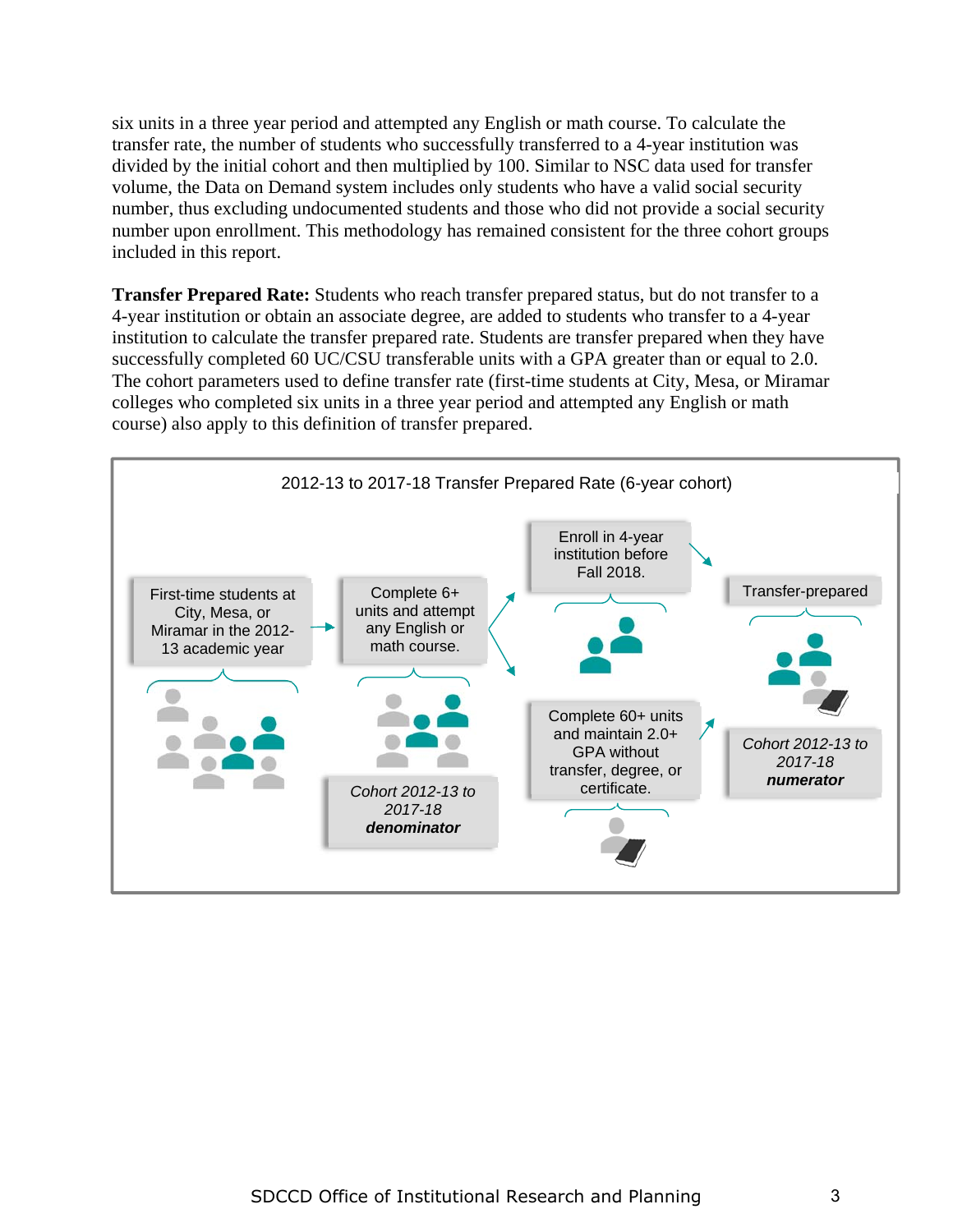six units in a three year period and attempted any English or math course. To calculate the transfer rate, the number of students who successfully transferred to a 4-year institution was divided by the initial cohort and then multiplied by 100. Similar to NSC data used for transfer volume, the Data on Demand system includes only students who have a valid social security number, thus excluding undocumented students and those who did not provide a social security number upon enrollment. This methodology has remained consistent for the three cohort groups included in this report.

**Transfer Prepared Rate:** Students who reach transfer prepared status, but do not transfer to a 4-year institution or obtain an associate degree, are added to students who transfer to a 4-year institution to calculate the transfer prepared rate. Students are transfer prepared when they have successfully completed 60 UC/CSU transferable units with a GPA greater than or equal to 2.0. The cohort parameters used to define transfer rate (first-time students at City, Mesa, or Miramar colleges who completed six units in a three year period and attempted any English or math course) also apply to this definition of transfer prepared.

2012-13 to 2017-18 Transfer Prepared Rate (6-year cohort)

First-time students at City, Mesa, or Miramar in the 2012-13 academic year → Complete 6+ units and attempt any English or math course. (*Cohort 2012-13 to 2017-18* ***denominator***) → Enroll in 4-year institution before Fall 2018. / Complete 60+ units and maintain 2.0+ GPA without transfer, degree, or certificate. → Transfer-prepared (*Cohort 2012-13 to 2017-18* ***numerator***)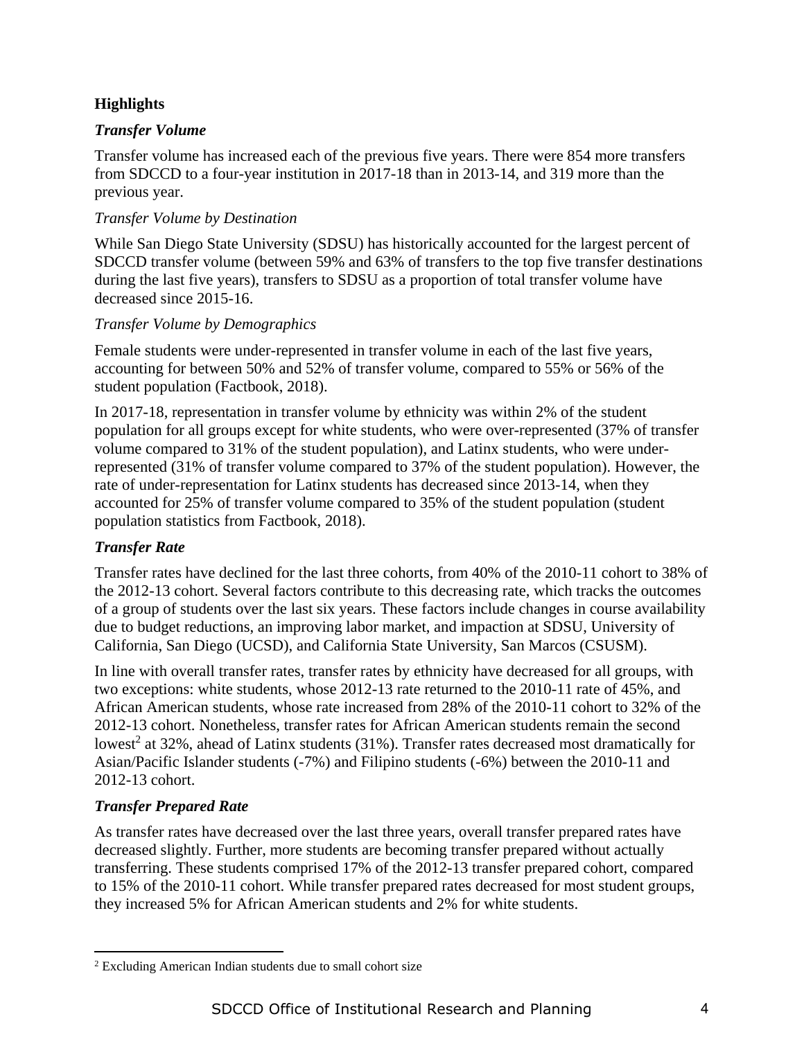## Highlights

### *Transfer Volume*

Transfer volume has increased each of the previous five years. There were 854 more transfers from SDCCD to a four-year institution in 2017-18 than in 2013-14, and 319 more than the previous year.

*Transfer Volume by Destination*

While San Diego State University (SDSU) has historically accounted for the largest percent of SDCCD transfer volume (between 59% and 63% of transfers to the top five transfer destinations during the last five years), transfers to SDSU as a proportion of total transfer volume have decreased since 2015-16.

*Transfer Volume by Demographics*

Female students were under-represented in transfer volume in each of the last five years, accounting for between 50% and 52% of transfer volume, compared to 55% or 56% of the student population (Factbook, 2018).

In 2017-18, representation in transfer volume by ethnicity was within 2% of the student population for all groups except for white students, who were over-represented (37% of transfer volume compared to 31% of the student population), and Latinx students, who were under-represented (31% of transfer volume compared to 37% of the student population). However, the rate of under-representation for Latinx students has decreased since 2013-14, when they accounted for 25% of transfer volume compared to 35% of the student population (student population statistics from Factbook, 2018).

### *Transfer Rate*

Transfer rates have declined for the last three cohorts, from 40% of the 2010-11 cohort to 38% of the 2012-13 cohort. Several factors contribute to this decreasing rate, which tracks the outcomes of a group of students over the last six years. These factors include changes in course availability due to budget reductions, an improving labor market, and impaction at SDSU, University of California, San Diego (UCSD), and California State University, San Marcos (CSUSM).

In line with overall transfer rates, transfer rates by ethnicity have decreased for all groups, with two exceptions: white students, whose 2012-13 rate returned to the 2010-11 rate of 45%, and African American students, whose rate increased from 28% of the 2010-11 cohort to 32% of the 2012-13 cohort. Nonetheless, transfer rates for African American students remain the second lowest[2] at 32%, ahead of Latinx students (31%). Transfer rates decreased most dramatically for Asian/Pacific Islander students (-7%) and Filipino students (-6%) between the 2010-11 and 2012-13 cohort.

### *Transfer Prepared Rate*

As transfer rates have decreased over the last three years, overall transfer prepared rates have decreased slightly. Further, more students are becoming transfer prepared without actually transferring. These students comprised 17% of the 2012-13 transfer prepared cohort, compared to 15% of the 2010-11 cohort. While transfer prepared rates decreased for most student groups, they increased 5% for African American students and 2% for white students.

[2] Excluding American Indian students due to small cohort size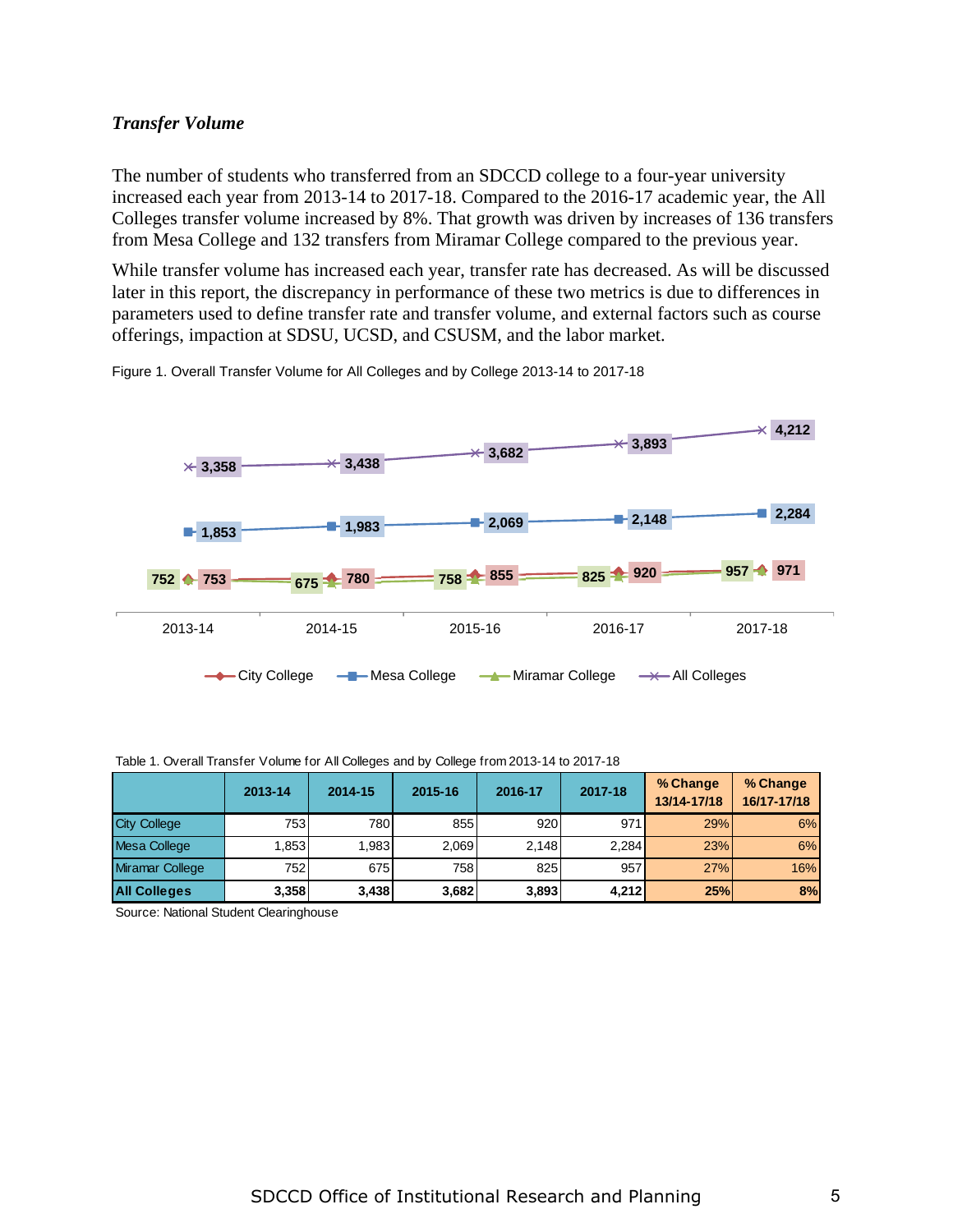***Transfer Volume***

The number of students who transferred from an SDCCD college to a four-year university increased each year from 2013-14 to 2017-18. Compared to the 2016-17 academic year, the All Colleges transfer volume increased by 8%. That growth was driven by increases of 136 transfers from Mesa College and 132 transfers from Miramar College compared to the previous year.

While transfer volume has increased each year, transfer rate has decreased. As will be discussed later in this report, the discrepancy in performance of these two metrics is due to differences in parameters used to define transfer rate and transfer volume, and external factors such as course offerings, impaction at SDSU, UCSD, and CSUSM, and the labor market.

Figure 1. Overall Transfer Volume for All Colleges and by College 2013-14 to 2017-18

| | 2013-14 | 2014-15 | 2015-16 | 2016-17 | 2017-18 |
|---|---|---|---|---|---|
| City College | 753 | 780 | 855 | 920 | 971 |
| Mesa College | 1,853 | 1,983 | 2,069 | 2,148 | 2,284 |
| Miramar College | 752 | 675 | 758 | 825 | 957 |
| All Colleges | 3,358 | 3,438 | 3,682 | 3,893 | 4,212 |

Table 1. Overall Transfer Volume for All Colleges and by College from 2013-14 to 2017-18

| | 2013-14 | 2014-15 | 2015-16 | 2016-17 | 2017-18 | % Change 13/14-17/18 | % Change 16/17-17/18 |
|---|---|---|---|---|---|---|---|
| City College | 753 | 780 | 855 | 920 | 971 | 29% | 6% |
| Mesa College | 1,853 | 1,983 | 2,069 | 2,148 | 2,284 | 23% | 6% |
| Miramar College | 752 | 675 | 758 | 825 | 957 | 27% | 16% |
| **All Colleges** | **3,358** | **3,438** | **3,682** | **3,893** | **4,212** | **25%** | **8%** |

Source: National Student Clearinghouse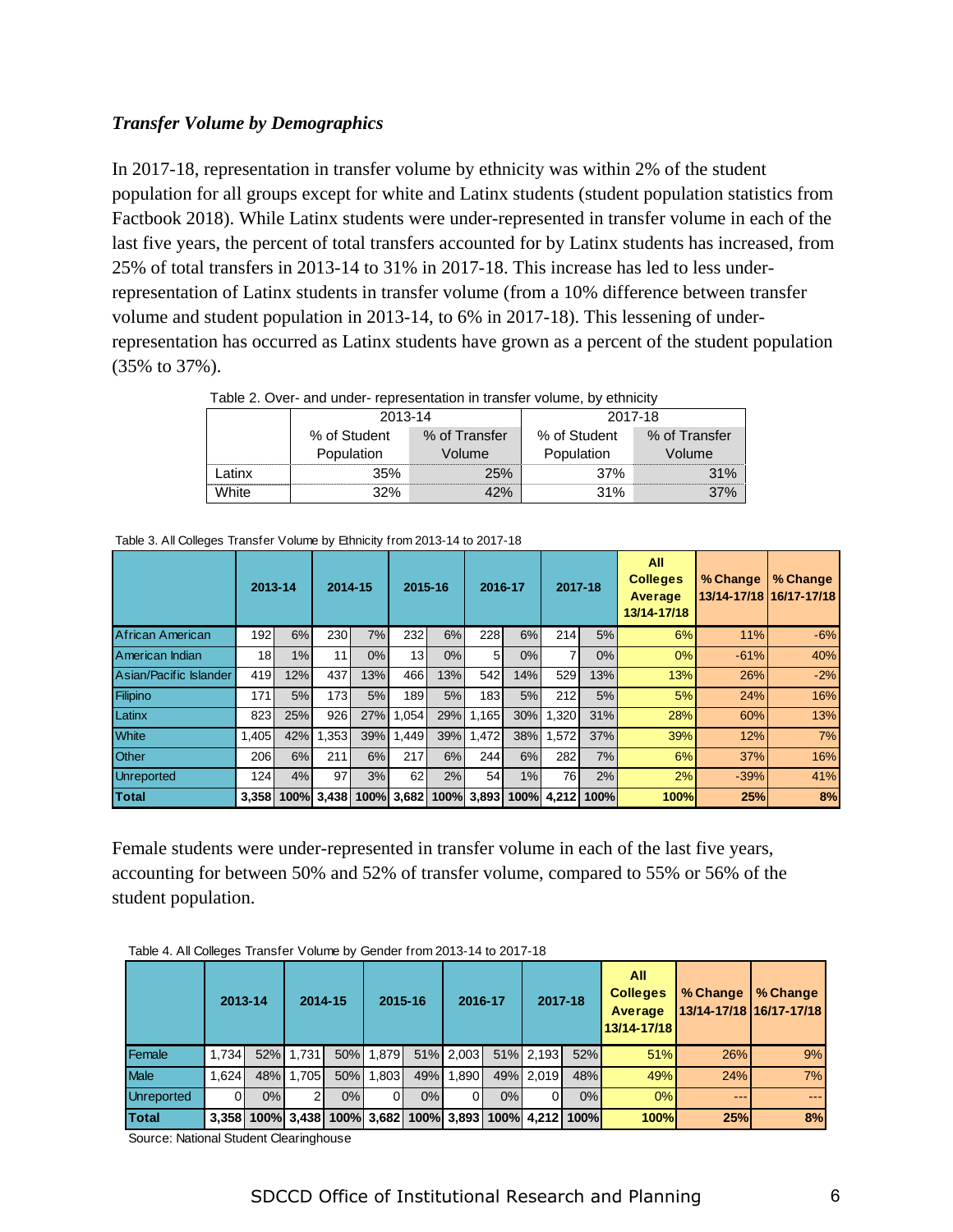### *Transfer Volume by Demographics*

In 2017-18, representation in transfer volume by ethnicity was within 2% of the student population for all groups except for white and Latinx students (student population statistics from Factbook 2018). While Latinx students were under-represented in transfer volume in each of the last five years, the percent of total transfers accounted for by Latinx students has increased, from 25% of total transfers in 2013-14 to 31% in 2017-18. This increase has led to less under-representation of Latinx students in transfer volume (from a 10% difference between transfer volume and student population in 2013-14, to 6% in 2017-18). This lessening of under-representation has occurred as Latinx students have grown as a percent of the student population (35% to 37%).

Table 2. Over- and under- representation in transfer volume, by ethnicity

| | 2013-14 | | 2017-18 | |
|---|---|---|---|---|
| | % of Student Population | % of Transfer Volume | % of Student Population | % of Transfer Volume |
| Latinx | 35% | 25% | 37% | 31% |
| White | 32% | 42% | 31% | 37% |

Table 3. All Colleges Transfer Volume by Ethnicity from 2013-14 to 2017-18

| | 2013-14 | | 2014-15 | | 2015-16 | | 2016-17 | | 2017-18 | | All Colleges Average 13/14-17/18 | % Change 13/14-17/18 | % Change 16/17-17/18 |
|---|---|---|---|---|---|---|---|---|---|---|---|---|---|
| African American | 192 | 6% | 230 | 7% | 232 | 6% | 228 | 6% | 214 | 5% | 6% | 11% | -6% |
| American Indian | 18 | 1% | 11 | 0% | 13 | 0% | 5 | 0% | 7 | 0% | 0% | -61% | 40% |
| Asian/Pacific Islander | 419 | 12% | 437 | 13% | 466 | 13% | 542 | 14% | 529 | 13% | 13% | 26% | -2% |
| Filipino | 171 | 5% | 173 | 5% | 189 | 5% | 183 | 5% | 212 | 5% | 5% | 24% | 16% |
| Latinx | 823 | 25% | 926 | 27% | 1,054 | 29% | 1,165 | 30% | 1,320 | 31% | 28% | 60% | 13% |
| White | 1,405 | 42% | 1,353 | 39% | 1,449 | 39% | 1,472 | 38% | 1,572 | 37% | 39% | 12% | 7% |
| Other | 206 | 6% | 211 | 6% | 217 | 6% | 244 | 6% | 282 | 7% | 6% | 37% | 16% |
| Unreported | 124 | 4% | 97 | 3% | 62 | 2% | 54 | 1% | 76 | 2% | 2% | -39% | 41% |
| **Total** | **3,358** | **100%** | **3,438** | **100%** | **3,682** | **100%** | **3,893** | **100%** | **4,212** | **100%** | **100%** | **25%** | **8%** |

Female students were under-represented in transfer volume in each of the last five years, accounting for between 50% and 52% of transfer volume, compared to 55% or 56% of the student population.

Table 4. All Colleges Transfer Volume by Gender from 2013-14 to 2017-18

| | 2013-14 | | 2014-15 | | 2015-16 | | 2016-17 | | 2017-18 | | All Colleges Average 13/14-17/18 | % Change 13/14-17/18 | % Change 16/17-17/18 |
|---|---|---|---|---|---|---|---|---|---|---|---|---|---|
| Female | 1,734 | 52% | 1,731 | 50% | 1,879 | 51% | 2,003 | 51% | 2,193 | 52% | 51% | 26% | 9% |
| Male | 1,624 | 48% | 1,705 | 50% | 1,803 | 49% | 1,890 | 49% | 2,019 | 48% | 49% | 24% | 7% |
| Unreported | 0 | 0% | 2 | 0% | 0 | 0% | 0 | 0% | 0 | 0% | 0% | --- | --- |
| **Total** | **3,358** | **100%** | **3,438** | **100%** | **3,682** | **100%** | **3,893** | **100%** | **4,212** | **100%** | **100%** | **25%** | **8%** |

Source: National Student Clearinghouse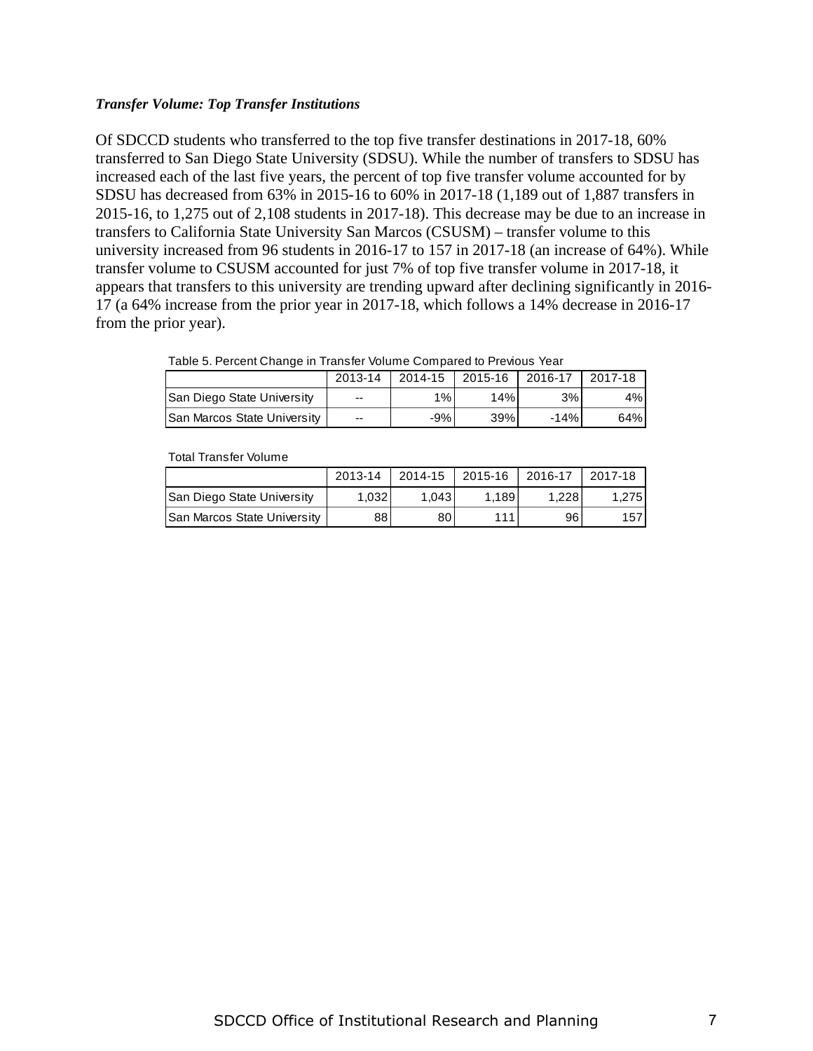***Transfer Volume: Top Transfer Institutions***

Of SDCCD students who transferred to the top five transfer destinations in 2017-18, 60% transferred to San Diego State University (SDSU). While the number of transfers to SDSU has increased each of the last five years, the percent of top five transfer volume accounted for by SDSU has decreased from 63% in 2015-16 to 60% in 2017-18 (1,189 out of 1,887 transfers in 2015-16, to 1,275 out of 2,108 students in 2017-18). This decrease may be due to an increase in transfers to California State University San Marcos (CSUSM) – transfer volume to this university increased from 96 students in 2016-17 to 157 in 2017-18 (an increase of 64%). While transfer volume to CSUSM accounted for just 7% of top five transfer volume in 2017-18, it appears that transfers to this university are trending upward after declining significantly in 2016-17 (a 64% increase from the prior year in 2017-18, which follows a 14% decrease in 2016-17 from the prior year).

Table 5. Percent Change in Transfer Volume Compared to Previous Year

| | 2013-14 | 2014-15 | 2015-16 | 2016-17 | 2017-18 |
|---|---|---|---|---|---|
| San Diego State University | -- | 1% | 14% | 3% | 4% |
| San Marcos State University | -- | -9% | 39% | -14% | 64% |

Total Transfer Volume

| | 2013-14 | 2014-15 | 2015-16 | 2016-17 | 2017-18 |
|---|---|---|---|---|---|
| San Diego State University | 1,032 | 1,043 | 1,189 | 1,228 | 1,275 |
| San Marcos State University | 88 | 80 | 111 | 96 | 157 |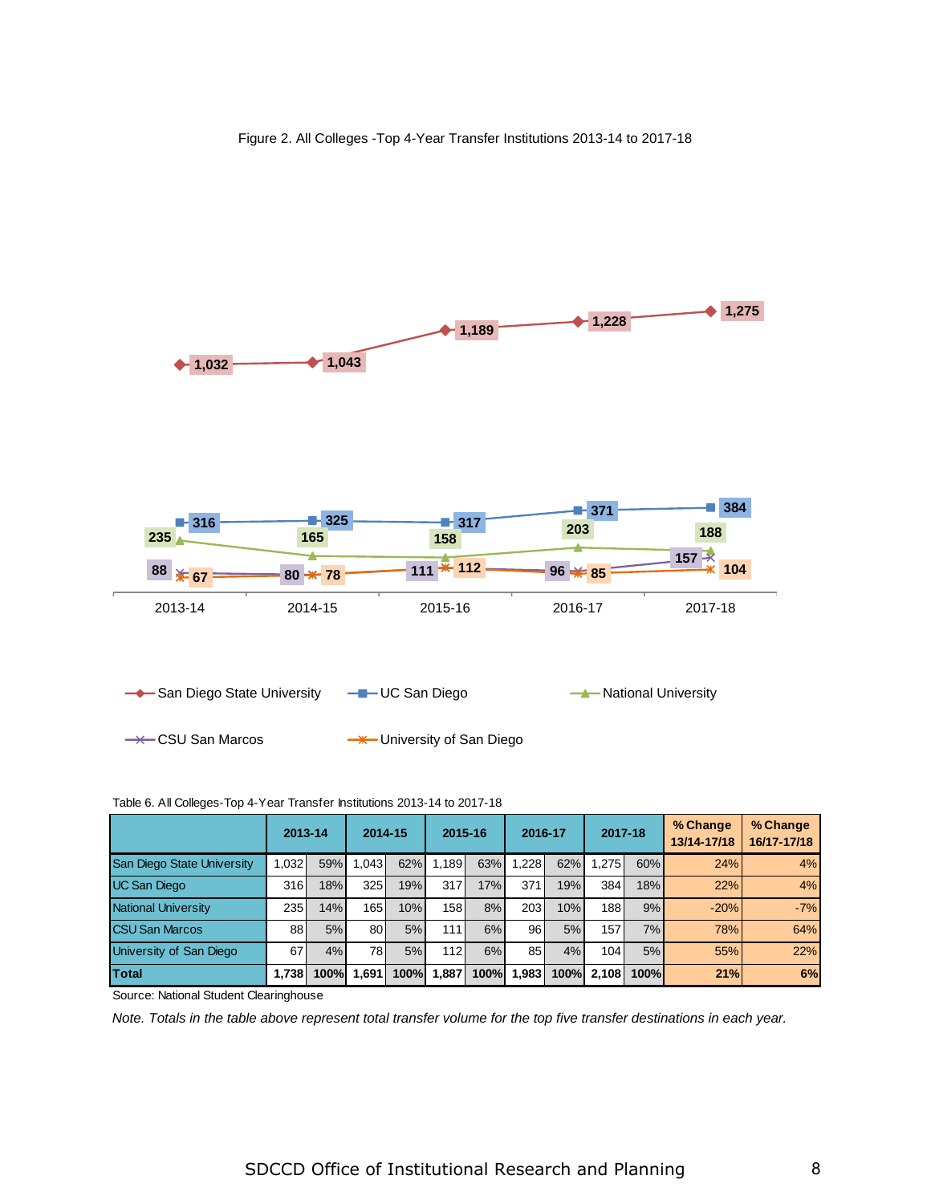Figure 2. All Colleges -Top 4-Year Transfer Institutions 2013-14 to 2017-18

Table 6. All Colleges-Top 4-Year Transfer Institutions 2013-14 to 2017-18

| | 2013-14 | | 2014-15 | | 2015-16 | | 2016-17 | | 2017-18 | | % Change 13/14-17/18 | % Change 16/17-17/18 |
|---|---|---|---|---|---|---|---|---|---|---|---|---|
| San Diego State University | 1,032 | 59% | 1,043 | 62% | 1,189 | 63% | 1,228 | 62% | 1,275 | 60% | 24% | 4% |
| UC San Diego | 316 | 18% | 325 | 19% | 317 | 17% | 371 | 19% | 384 | 18% | 22% | 4% |
| National University | 235 | 14% | 165 | 10% | 158 | 8% | 203 | 10% | 188 | 9% | -20% | -7% |
| CSU San Marcos | 88 | 5% | 80 | 5% | 111 | 6% | 96 | 5% | 157 | 7% | 78% | 64% |
| University of San Diego | 67 | 4% | 78 | 5% | 112 | 6% | 85 | 4% | 104 | 5% | 55% | 22% |
| **Total** | **1,738** | **100%** | **1,691** | **100%** | **1,887** | **100%** | **1,983** | **100%** | **2,108** | **100%** | **21%** | **6%** |

Source: National Student Clearinghouse

*Note. Totals in the table above represent total transfer volume for the top five transfer destinations in each year.*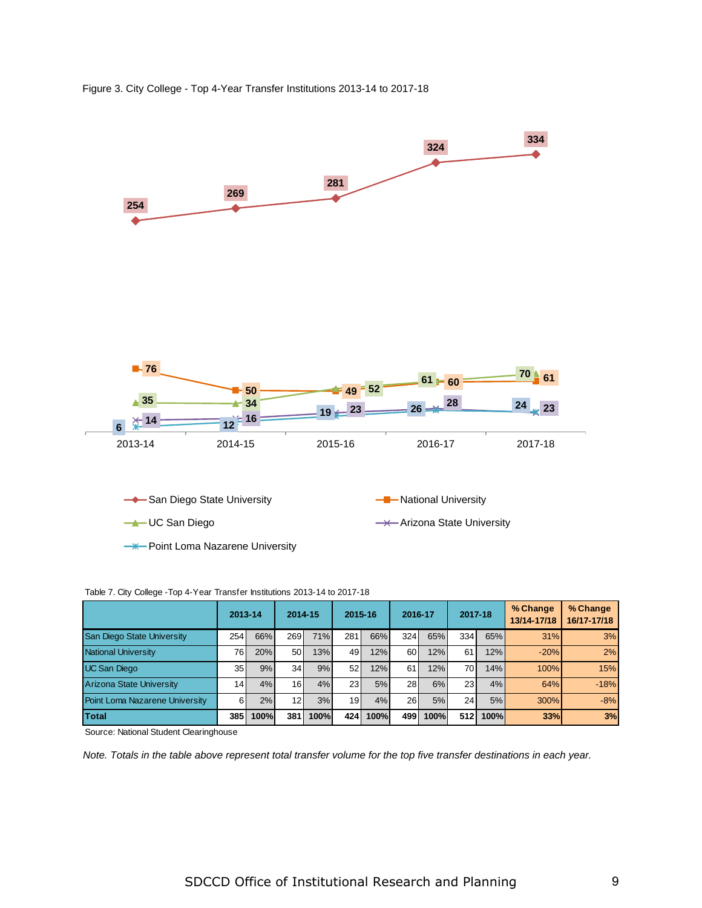Figure 3. City College - Top 4-Year Transfer Institutions 2013-14 to 2017-18

Table 7. City College -Top 4-Year Transfer Institutions 2013-14 to 2017-18

| | 2013-14 | | 2014-15 | | 2015-16 | | 2016-17 | | 2017-18 | | % Change 13/14-17/18 | % Change 16/17-17/18 |
|---|---|---|---|---|---|---|---|---|---|---|---|---|
| San Diego State University | 254 | 66% | 269 | 71% | 281 | 66% | 324 | 65% | 334 | 65% | 31% | 3% |
| National University | 76 | 20% | 50 | 13% | 49 | 12% | 60 | 12% | 61 | 12% | -20% | 2% |
| UC San Diego | 35 | 9% | 34 | 9% | 52 | 12% | 61 | 12% | 70 | 14% | 100% | 15% |
| Arizona State University | 14 | 4% | 16 | 4% | 23 | 5% | 28 | 6% | 23 | 4% | 64% | -18% |
| Point Loma Nazarene University | 6 | 2% | 12 | 3% | 19 | 4% | 26 | 5% | 24 | 5% | 300% | -8% |
| **Total** | **385** | **100%** | **381** | **100%** | **424** | **100%** | **499** | **100%** | **512** | **100%** | **33%** | **3%** |

Source: National Student Clearinghouse

*Note. Totals in the table above represent total transfer volume for the top five transfer destinations in each year.*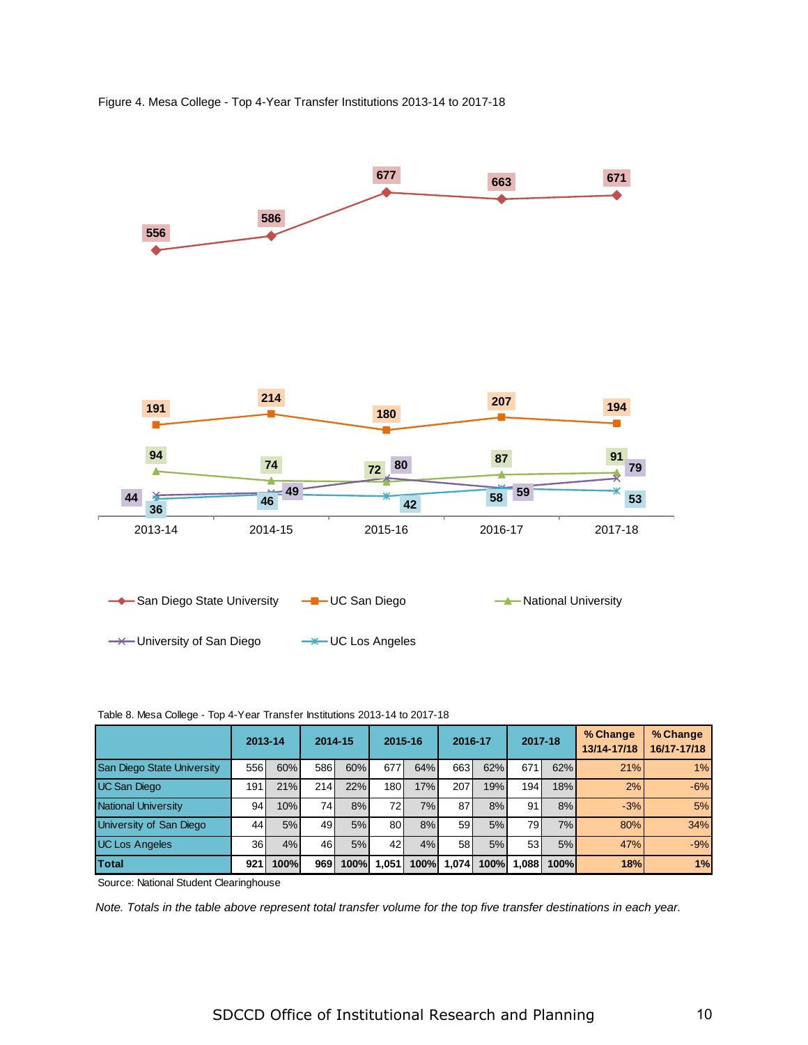Figure 4. Mesa College - Top 4-Year Transfer Institutions 2013-14 to 2017-18

Table 8. Mesa College - Top 4-Year Transfer Institutions 2013-14 to 2017-18

| | 2013-14 | | 2014-15 | | 2015-16 | | 2016-17 | | 2017-18 | | % Change 13/14-17/18 | % Change 16/17-17/18 |
|---|---|---|---|---|---|---|---|---|---|---|---|---|
| San Diego State University | 556 | 60% | 586 | 60% | 677 | 64% | 663 | 62% | 671 | 62% | 21% | 1% |
| UC San Diego | 191 | 21% | 214 | 22% | 180 | 17% | 207 | 19% | 194 | 18% | 2% | -6% |
| National University | 94 | 10% | 74 | 8% | 72 | 7% | 87 | 8% | 91 | 8% | -3% | 5% |
| University of San Diego | 44 | 5% | 49 | 5% | 80 | 8% | 59 | 5% | 79 | 7% | 80% | 34% |
| UC Los Angeles | 36 | 4% | 46 | 5% | 42 | 4% | 58 | 5% | 53 | 5% | 47% | -9% |
| **Total** | **921** | **100%** | **969** | **100%** | **1,051** | **100%** | **1,074** | **100%** | **1,088** | **100%** | **18%** | **1%** |

Source: National Student Clearinghouse

*Note. Totals in the table above represent total transfer volume for the top five transfer destinations in each year.*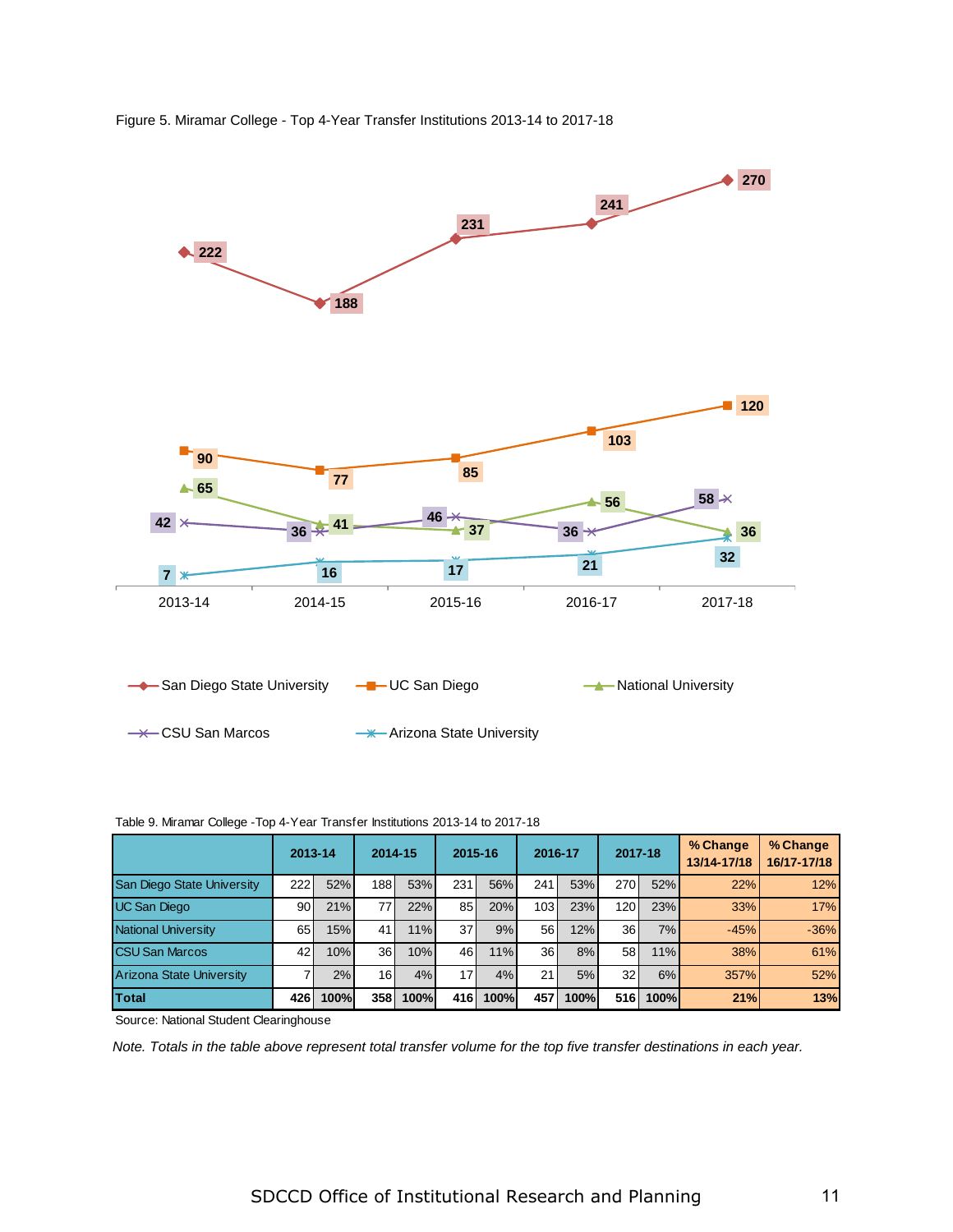Figure 5. Miramar College - Top 4-Year Transfer Institutions 2013-14 to 2017-18

Table 9. Miramar College -Top 4-Year Transfer Institutions 2013-14 to 2017-18

| | 2013-14 | | 2014-15 | | 2015-16 | | 2016-17 | | 2017-18 | | % Change 13/14-17/18 | % Change 16/17-17/18 |
|---|---|---|---|---|---|---|---|---|---|---|---|---|
| San Diego State University | 222 | 52% | 188 | 53% | 231 | 56% | 241 | 53% | 270 | 52% | 22% | 12% |
| UC San Diego | 90 | 21% | 77 | 22% | 85 | 20% | 103 | 23% | 120 | 23% | 33% | 17% |
| National University | 65 | 15% | 41 | 11% | 37 | 9% | 56 | 12% | 36 | 7% | -45% | -36% |
| CSU San Marcos | 42 | 10% | 36 | 10% | 46 | 11% | 36 | 8% | 58 | 11% | 38% | 61% |
| Arizona State University | 7 | 2% | 16 | 4% | 17 | 4% | 21 | 5% | 32 | 6% | 357% | 52% |
| **Total** | **426** | **100%** | **358** | **100%** | **416** | **100%** | **457** | **100%** | **516** | **100%** | **21%** | **13%** |

Source: National Student Clearinghouse

*Note. Totals in the table above represent total transfer volume for the top five transfer destinations in each year.*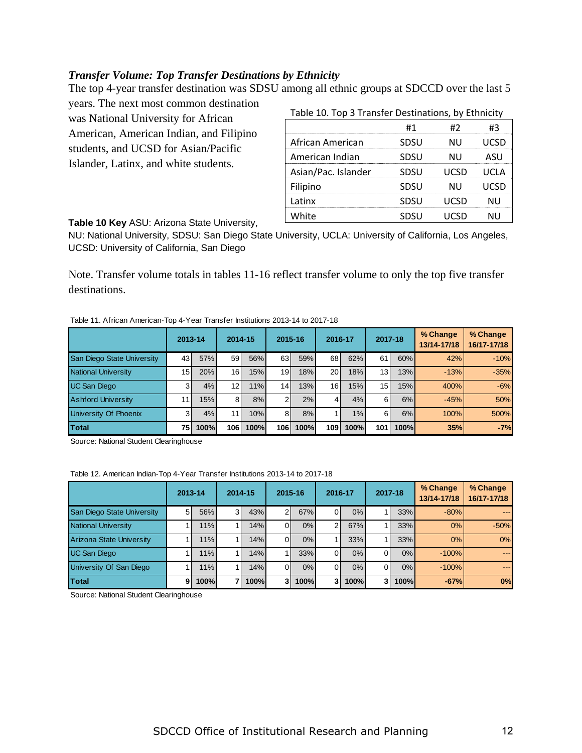### *Transfer Volume: Top Transfer Destinations by Ethnicity*

The top 4-year transfer destination was SDSU among all ethnic groups at SDCCD over the last 5 years. The next most common destination was National University for African American, American Indian, and Filipino students, and UCSD for Asian/Pacific Islander, Latinx, and white students.

Table 10. Top 3 Transfer Destinations, by Ethnicity

| | #1 | #2 | #3 |
|---|---|---|---|
| African American | SDSU | NU | UCSD |
| American Indian | SDSU | NU | ASU |
| Asian/Pac. Islander | SDSU | UCSD | UCLA |
| Filipino | SDSU | NU | UCSD |
| Latinx | SDSU | UCSD | NU |
| White | SDSU | UCSD | NU |

**Table 10 Key** ASU: Arizona State University, NU: National University, SDSU: San Diego State University, UCLA: University of California, Los Angeles, UCSD: University of California, San Diego

Note. Transfer volume totals in tables 11-16 reflect transfer volume to only the top five transfer destinations.

Table 11. African American-Top 4-Year Transfer Institutions 2013-14 to 2017-18

| | 2013-14 | | 2014-15 | | 2015-16 | | 2016-17 | | 2017-18 | | % Change 13/14-17/18 | % Change 16/17-17/18 |
|---|---|---|---|---|---|---|---|---|---|---|---|---|
| San Diego State University | 43 | 57% | 59 | 56% | 63 | 59% | 68 | 62% | 61 | 60% | 42% | -10% |
| National University | 15 | 20% | 16 | 15% | 19 | 18% | 20 | 18% | 13 | 13% | -13% | -35% |
| UC San Diego | 3 | 4% | 12 | 11% | 14 | 13% | 16 | 15% | 15 | 15% | 400% | -6% |
| Ashford University | 11 | 15% | 8 | 8% | 2 | 2% | 4 | 4% | 6 | 6% | -45% | 50% |
| University Of Phoenix | 3 | 4% | 11 | 10% | 8 | 8% | 1 | 1% | 6 | 6% | 100% | 500% |
| **Total** | **75** | **100%** | **106** | **100%** | **106** | **100%** | **109** | **100%** | **101** | **100%** | **35%** | **-7%** |

Source: National Student Clearinghouse

Table 12. American Indian-Top 4-Year Transfer Institutions 2013-14 to 2017-18

| | 2013-14 | | 2014-15 | | 2015-16 | | 2016-17 | | 2017-18 | | % Change 13/14-17/18 | % Change 16/17-17/18 |
|---|---|---|---|---|---|---|---|---|---|---|---|---|
| San Diego State University | 5 | 56% | 3 | 43% | 2 | 67% | 0 | 0% | 1 | 33% | -80% | --- |
| National University | 1 | 11% | 1 | 14% | 0 | 0% | 2 | 67% | 1 | 33% | 0% | -50% |
| Arizona State University | 1 | 11% | 1 | 14% | 0 | 0% | 1 | 33% | 1 | 33% | 0% | 0% |
| UC San Diego | 1 | 11% | 1 | 14% | 1 | 33% | 0 | 0% | 0 | 0% | -100% | --- |
| University Of San Diego | 1 | 11% | 1 | 14% | 0 | 0% | 0 | 0% | 0 | 0% | -100% | --- |
| **Total** | **9** | **100%** | **7** | **100%** | **3** | **100%** | **3** | **100%** | **3** | **100%** | **-67%** | **0%** |

Source: National Student Clearinghouse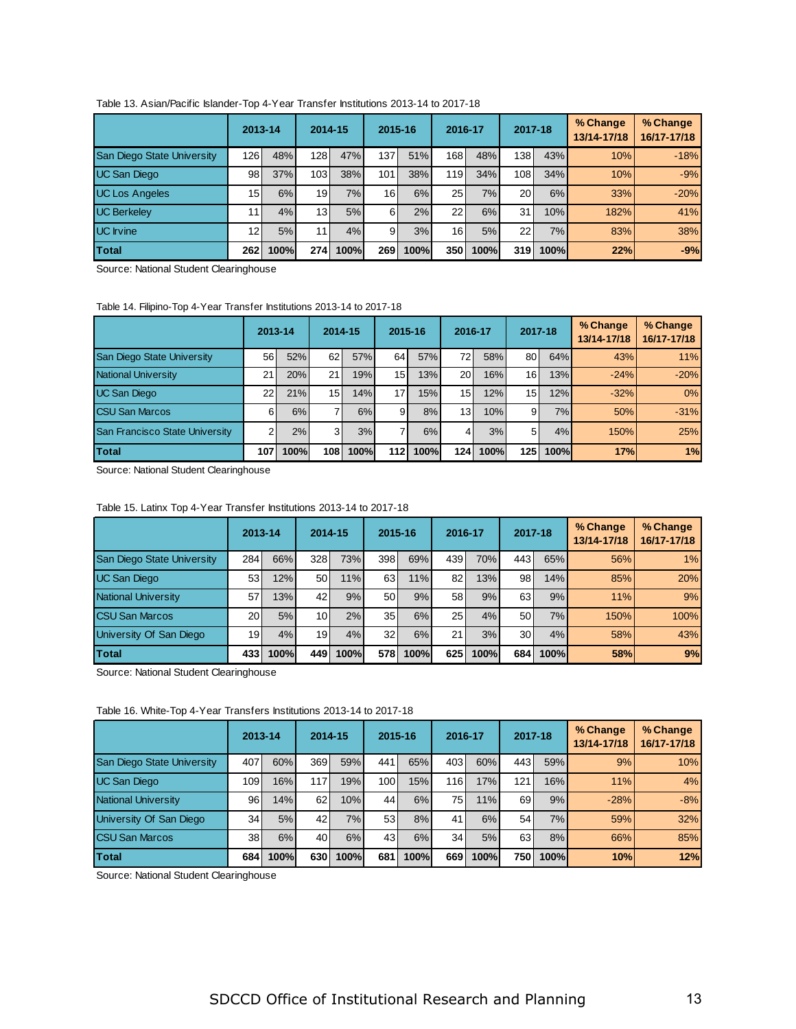Table 13. Asian/Pacific Islander-Top 4-Year Transfer Institutions 2013-14 to 2017-18

| | 2013-14 | | 2014-15 | | 2015-16 | | 2016-17 | | 2017-18 | | % Change 13/14-17/18 | % Change 16/17-17/18 |
|---|---|---|---|---|---|---|---|---|---|---|---|---|
| San Diego State University | 126 | 48% | 128 | 47% | 137 | 51% | 168 | 48% | 138 | 43% | 10% | -18% |
| UC San Diego | 98 | 37% | 103 | 38% | 101 | 38% | 119 | 34% | 108 | 34% | 10% | -9% |
| UC Los Angeles | 15 | 6% | 19 | 7% | 16 | 6% | 25 | 7% | 20 | 6% | 33% | -20% |
| UC Berkeley | 11 | 4% | 13 | 5% | 6 | 2% | 22 | 6% | 31 | 10% | 182% | 41% |
| UC Irvine | 12 | 5% | 11 | 4% | 9 | 3% | 16 | 5% | 22 | 7% | 83% | 38% |
| **Total** | **262** | **100%** | **274** | **100%** | **269** | **100%** | **350** | **100%** | **319** | **100%** | **22%** | **-9%** |

Source: National Student Clearinghouse

Table 14. Filipino-Top 4-Year Transfer Institutions 2013-14 to 2017-18

| | 2013-14 | | 2014-15 | | 2015-16 | | 2016-17 | | 2017-18 | | % Change 13/14-17/18 | % Change 16/17-17/18 |
|---|---|---|---|---|---|---|---|---|---|---|---|---|
| San Diego State University | 56 | 52% | 62 | 57% | 64 | 57% | 72 | 58% | 80 | 64% | 43% | 11% |
| National University | 21 | 20% | 21 | 19% | 15 | 13% | 20 | 16% | 16 | 13% | -24% | -20% |
| UC San Diego | 22 | 21% | 15 | 14% | 17 | 15% | 15 | 12% | 15 | 12% | -32% | 0% |
| CSU San Marcos | 6 | 6% | 7 | 6% | 9 | 8% | 13 | 10% | 9 | 7% | 50% | -31% |
| San Francisco State University | 2 | 2% | 3 | 3% | 7 | 6% | 4 | 3% | 5 | 4% | 150% | 25% |
| **Total** | **107** | **100%** | **108** | **100%** | **112** | **100%** | **124** | **100%** | **125** | **100%** | **17%** | **1%** |

Source: National Student Clearinghouse

Table 15. Latinx Top 4-Year Transfer Institutions 2013-14 to 2017-18

| | 2013-14 | | 2014-15 | | 2015-16 | | 2016-17 | | 2017-18 | | % Change 13/14-17/18 | % Change 16/17-17/18 |
|---|---|---|---|---|---|---|---|---|---|---|---|---|
| San Diego State University | 284 | 66% | 328 | 73% | 398 | 69% | 439 | 70% | 443 | 65% | 56% | 1% |
| UC San Diego | 53 | 12% | 50 | 11% | 63 | 11% | 82 | 13% | 98 | 14% | 85% | 20% |
| National University | 57 | 13% | 42 | 9% | 50 | 9% | 58 | 9% | 63 | 9% | 11% | 9% |
| CSU San Marcos | 20 | 5% | 10 | 2% | 35 | 6% | 25 | 4% | 50 | 7% | 150% | 100% |
| University Of San Diego | 19 | 4% | 19 | 4% | 32 | 6% | 21 | 3% | 30 | 4% | 58% | 43% |
| **Total** | **433** | **100%** | **449** | **100%** | **578** | **100%** | **625** | **100%** | **684** | **100%** | **58%** | **9%** |

Source: National Student Clearinghouse

Table 16. White-Top 4-Year Transfers Institutions 2013-14 to 2017-18

| | 2013-14 | | 2014-15 | | 2015-16 | | 2016-17 | | 2017-18 | | % Change 13/14-17/18 | % Change 16/17-17/18 |
|---|---|---|---|---|---|---|---|---|---|---|---|---|
| San Diego State University | 407 | 60% | 369 | 59% | 441 | 65% | 403 | 60% | 443 | 59% | 9% | 10% |
| UC San Diego | 109 | 16% | 117 | 19% | 100 | 15% | 116 | 17% | 121 | 16% | 11% | 4% |
| National University | 96 | 14% | 62 | 10% | 44 | 6% | 75 | 11% | 69 | 9% | -28% | -8% |
| University Of San Diego | 34 | 5% | 42 | 7% | 53 | 8% | 41 | 6% | 54 | 7% | 59% | 32% |
| CSU San Marcos | 38 | 6% | 40 | 6% | 43 | 6% | 34 | 5% | 63 | 8% | 66% | 85% |
| **Total** | **684** | **100%** | **630** | **100%** | **681** | **100%** | **669** | **100%** | **750** | **100%** | **10%** | **12%** |

Source: National Student Clearinghouse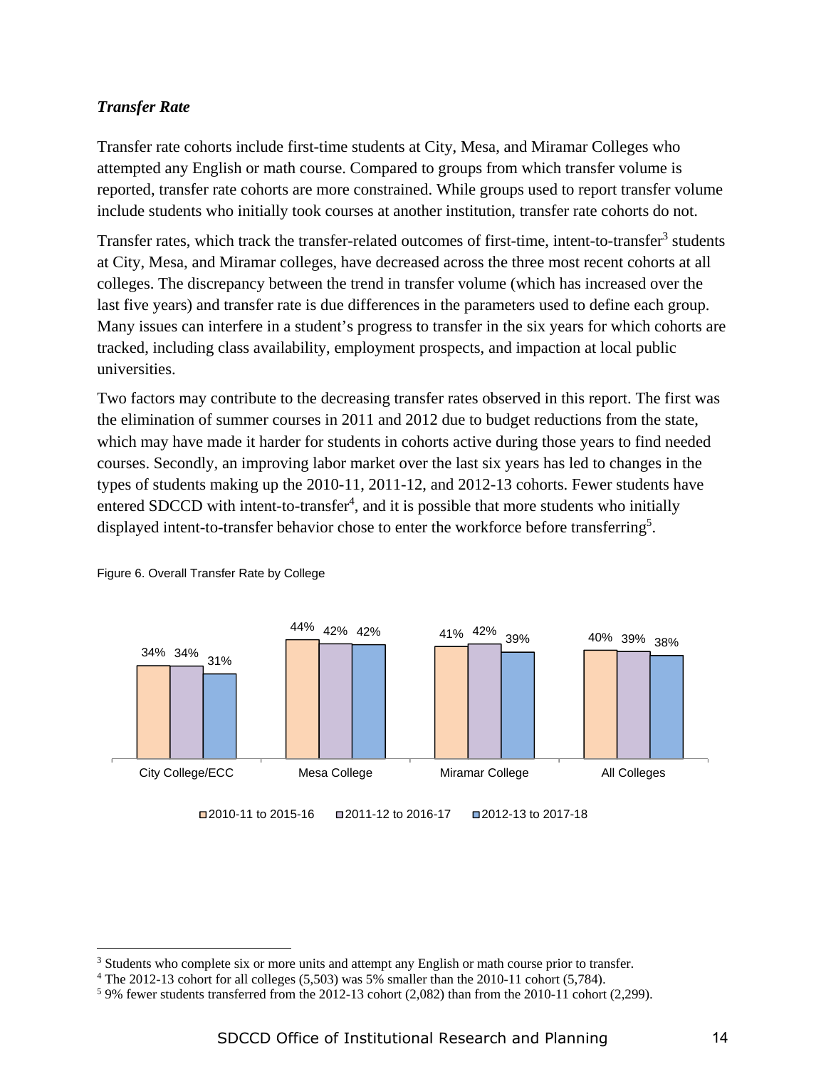***Transfer Rate***

Transfer rate cohorts include first-time students at City, Mesa, and Miramar Colleges who attempted any English or math course. Compared to groups from which transfer volume is reported, transfer rate cohorts are more constrained. While groups used to report transfer volume include students who initially took courses at another institution, transfer rate cohorts do not.

Transfer rates, which track the transfer-related outcomes of first-time, intent-to-transfer[3] students at City, Mesa, and Miramar colleges, have decreased across the three most recent cohorts at all colleges. The discrepancy between the trend in transfer volume (which has increased over the last five years) and transfer rate is due differences in the parameters used to define each group. Many issues can interfere in a student's progress to transfer in the six years for which cohorts are tracked, including class availability, employment prospects, and impaction at local public universities.

Two factors may contribute to the decreasing transfer rates observed in this report. The first was the elimination of summer courses in 2011 and 2012 due to budget reductions from the state, which may have made it harder for students in cohorts active during those years to find needed courses. Secondly, an improving labor market over the last six years has led to changes in the types of students making up the 2010-11, 2011-12, and 2012-13 cohorts. Fewer students have entered SDCCD with intent-to-transfer[4], and it is possible that more students who initially displayed intent-to-transfer behavior chose to enter the workforce before transferring[5].

Figure 6. Overall Transfer Rate by College

| | 2010-11 to 2015-16 | 2011-12 to 2016-17 | 2012-13 to 2017-18 |
|---|---|---|---|
| City College/ECC | 34% | 34% | 31% |
| Mesa College | 44% | 42% | 42% |
| Miramar College | 41% | 42% | 39% |
| All Colleges | 40% | 39% | 38% |

---

[3] Students who complete six or more units and attempt any English or math course prior to transfer.

[4] The 2012-13 cohort for all colleges (5,503) was 5% smaller than the 2010-11 cohort (5,784).

[5] 9% fewer students transferred from the 2012-13 cohort (2,082) than from the 2010-11 cohort (2,299).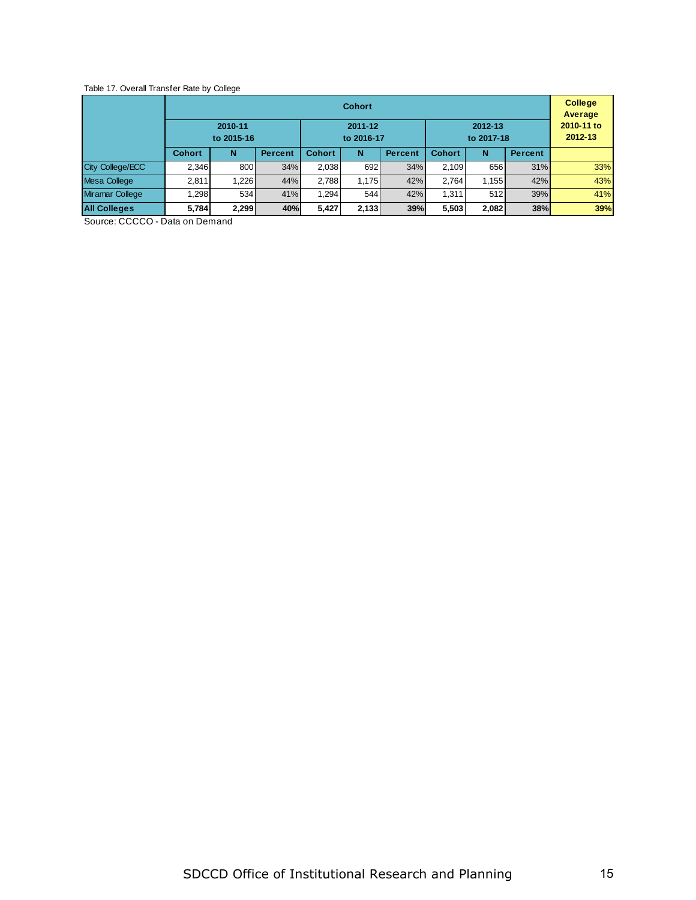Table 17. Overall Transfer Rate by College

| | Cohort | | | | | | | | | College Average 2010-11 to 2012-13 |
|---|---|---|---|---|---|---|---|---|---|---|
| | 2010-11 to 2015-16 | | | 2011-12 to 2016-17 | | | 2012-13 to 2017-18 | | | |
| | Cohort | N | Percent | Cohort | N | Percent | Cohort | N | Percent | |
| City College/ECC | 2,346 | 800 | 34% | 2,038 | 692 | 34% | 2,109 | 656 | 31% | 33% |
| Mesa College | 2,811 | 1,226 | 44% | 2,788 | 1,175 | 42% | 2,764 | 1,155 | 42% | 43% |
| Miramar College | 1,298 | 534 | 41% | 1,294 | 544 | 42% | 1,311 | 512 | 39% | 41% |
| **All Colleges** | **5,784** | **2,299** | **40%** | **5,427** | **2,133** | **39%** | **5,503** | **2,082** | **38%** | **39%** |

Source: CCCCO - Data on Demand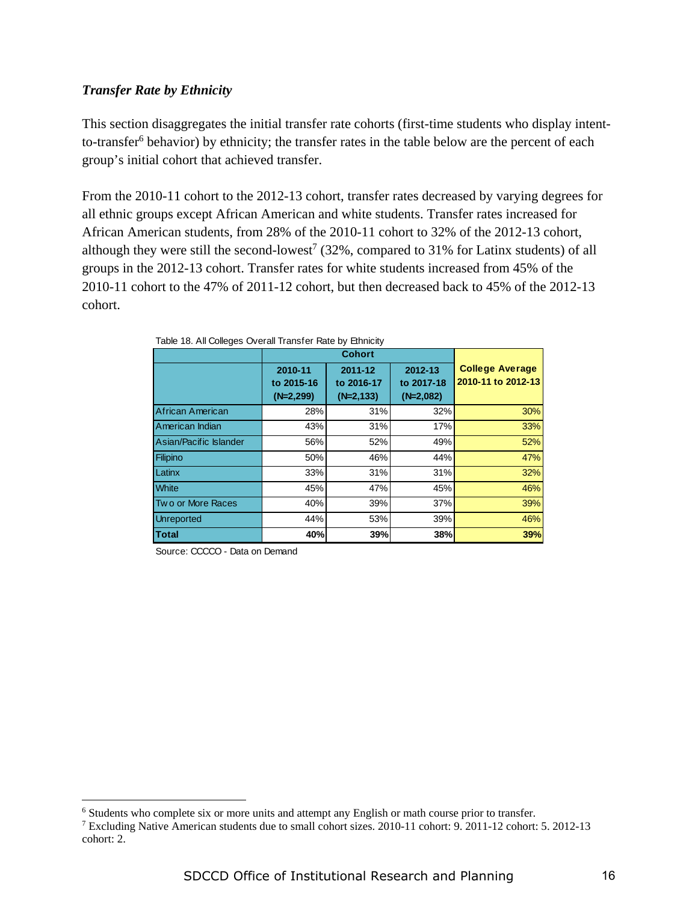*Transfer Rate by Ethnicity*

This section disaggregates the initial transfer rate cohorts (first-time students who display intent-to-transfer[6] behavior) by ethnicity; the transfer rates in the table below are the percent of each group's initial cohort that achieved transfer.

From the 2010-11 cohort to the 2012-13 cohort, transfer rates decreased by varying degrees for all ethnic groups except African American and white students. Transfer rates increased for African American students, from 28% of the 2010-11 cohort to 32% of the 2012-13 cohort, although they were still the second-lowest[7] (32%, compared to 31% for Latinx students) of all groups in the 2012-13 cohort. Transfer rates for white students increased from 45% of the 2010-11 cohort to the 47% of 2011-12 cohort, but then decreased back to 45% of the 2012-13 cohort.

Table 18. All Colleges Overall Transfer Rate by Ethnicity

| | Cohort | | | |
|---|---|---|---|---|
| | 2010-11 to 2015-16 (N=2,299) | 2011-12 to 2016-17 (N=2,133) | 2012-13 to 2017-18 (N=2,082) | College Average 2010-11 to 2012-13 |
| African American | 28% | 31% | 32% | 30% |
| American Indian | 43% | 31% | 17% | 33% |
| Asian/Pacific Islander | 56% | 52% | 49% | 52% |
| Filipino | 50% | 46% | 44% | 47% |
| Latinx | 33% | 31% | 31% | 32% |
| White | 45% | 47% | 45% | 46% |
| Two or More Races | 40% | 39% | 37% | 39% |
| Unreported | 44% | 53% | 39% | 46% |
| **Total** | **40%** | **39%** | **38%** | **39%** |

Source: CCCCO - Data on Demand

[6] Students who complete six or more units and attempt any English or math course prior to transfer.

[7] Excluding Native American students due to small cohort sizes. 2010-11 cohort: 9. 2011-12 cohort: 5. 2012-13 cohort: 2.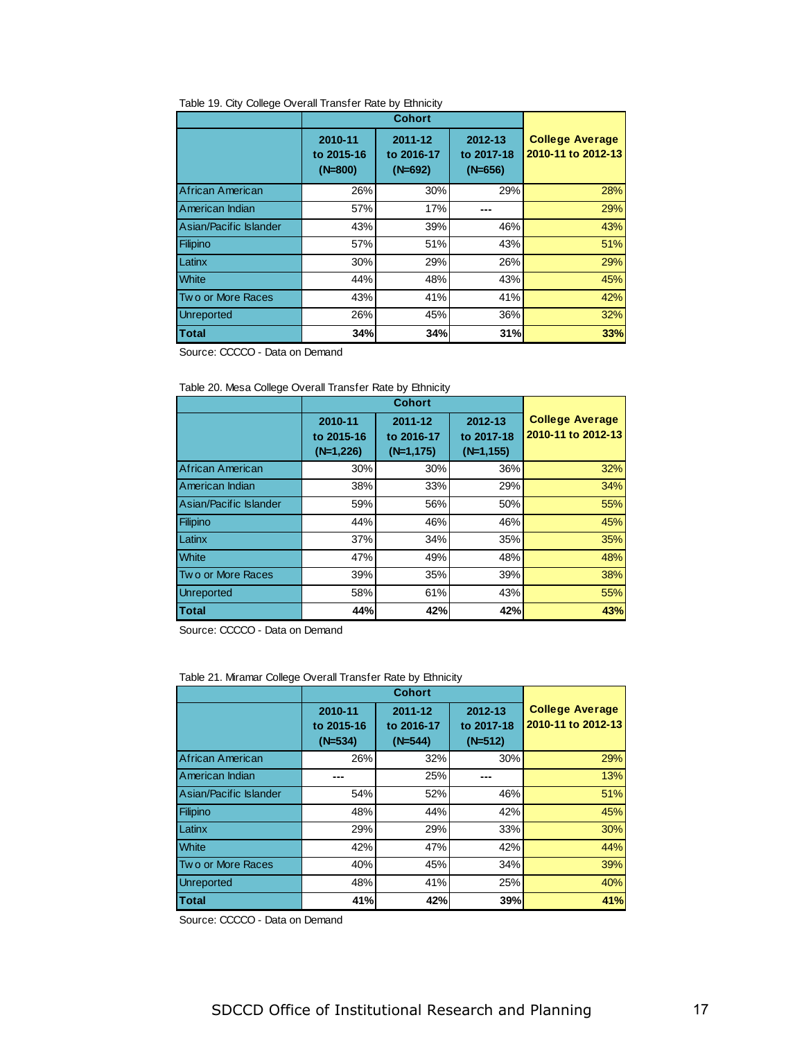Table 19. City College Overall Transfer Rate by Ethnicity

| | Cohort | | | |
|---|---|---|---|---|
| | 2010-11 to 2015-16 (N=800) | 2011-12 to 2016-17 (N=692) | 2012-13 to 2017-18 (N=656) | College Average 2010-11 to 2012-13 |
| African American | 26% | 30% | 29% | 28% |
| American Indian | 57% | 17% | --- | 29% |
| Asian/Pacific Islander | 43% | 39% | 46% | 43% |
| Filipino | 57% | 51% | 43% | 51% |
| Latinx | 30% | 29% | 26% | 29% |
| White | 44% | 48% | 43% | 45% |
| Two or More Races | 43% | 41% | 41% | 42% |
| Unreported | 26% | 45% | 36% | 32% |
| **Total** | **34%** | **34%** | **31%** | **33%** |

Source: CCCCO - Data on Demand

Table 20. Mesa College Overall Transfer Rate by Ethnicity

| | Cohort | | | |
|---|---|---|---|---|
| | 2010-11 to 2015-16 (N=1,226) | 2011-12 to 2016-17 (N=1,175) | 2012-13 to 2017-18 (N=1,155) | College Average 2010-11 to 2012-13 |
| African American | 30% | 30% | 36% | 32% |
| American Indian | 38% | 33% | 29% | 34% |
| Asian/Pacific Islander | 59% | 56% | 50% | 55% |
| Filipino | 44% | 46% | 46% | 45% |
| Latinx | 37% | 34% | 35% | 35% |
| White | 47% | 49% | 48% | 48% |
| Two or More Races | 39% | 35% | 39% | 38% |
| Unreported | 58% | 61% | 43% | 55% |
| **Total** | **44%** | **42%** | **42%** | **43%** |

Source: CCCCO - Data on Demand

Table 21. Miramar College Overall Transfer Rate by Ethnicity

| | Cohort | | | |
|---|---|---|---|---|
| | 2010-11 to 2015-16 (N=534) | 2011-12 to 2016-17 (N=544) | 2012-13 to 2017-18 (N=512) | College Average 2010-11 to 2012-13 |
| African American | 26% | 32% | 30% | 29% |
| American Indian | --- | 25% | --- | 13% |
| Asian/Pacific Islander | 54% | 52% | 46% | 51% |
| Filipino | 48% | 44% | 42% | 45% |
| Latinx | 29% | 29% | 33% | 30% |
| White | 42% | 47% | 42% | 44% |
| Two or More Races | 40% | 45% | 34% | 39% |
| Unreported | 48% | 41% | 25% | 40% |
| **Total** | **41%** | **42%** | **39%** | **41%** |

Source: CCCCO - Data on Demand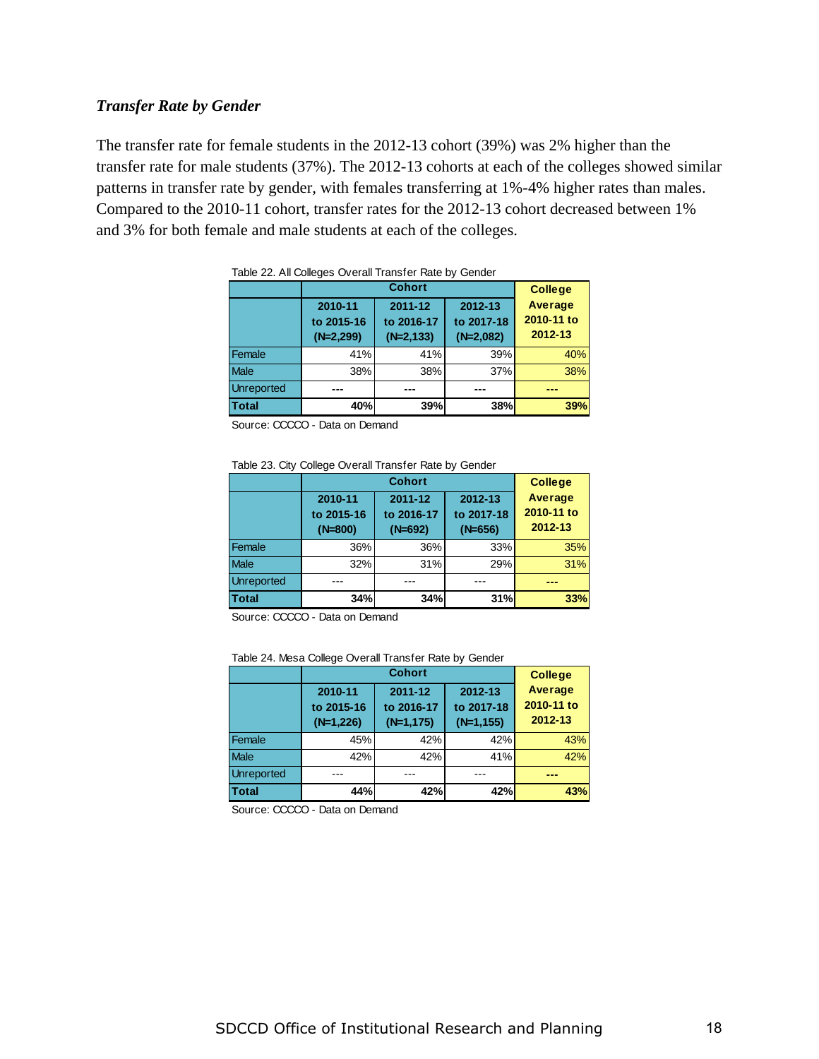### *Transfer Rate by Gender*

The transfer rate for female students in the 2012-13 cohort (39%) was 2% higher than the transfer rate for male students (37%). The 2012-13 cohorts at each of the colleges showed similar patterns in transfer rate by gender, with females transferring at 1%-4% higher rates than males. Compared to the 2010-11 cohort, transfer rates for the 2012-13 cohort decreased between 1% and 3% for both female and male students at each of the colleges.

Table 22. All Colleges Overall Transfer Rate by Gender

| | Cohort | | | College Average 2010-11 to 2012-13 |
|---|---|---|---|---|
| | 2010-11 to 2015-16 (N=2,299) | 2011-12 to 2016-17 (N=2,133) | 2012-13 to 2017-18 (N=2,082) | |
| Female | 41% | 41% | 39% | 40% |
| Male | 38% | 38% | 37% | 38% |
| Unreported | --- | --- | --- | --- |
| **Total** | **40%** | **39%** | **38%** | **39%** |

Source: CCCCO - Data on Demand

Table 23. City College Overall Transfer Rate by Gender

| | Cohort | | | College Average 2010-11 to 2012-13 |
|---|---|---|---|---|
| | 2010-11 to 2015-16 (N=800) | 2011-12 to 2016-17 (N=692) | 2012-13 to 2017-18 (N=656) | |
| Female | 36% | 36% | 33% | 35% |
| Male | 32% | 31% | 29% | 31% |
| Unreported | --- | --- | --- | --- |
| **Total** | **34%** | **34%** | **31%** | **33%** |

Source: CCCCO - Data on Demand

Table 24. Mesa College Overall Transfer Rate by Gender

| | Cohort | | | College Average 2010-11 to 2012-13 |
|---|---|---|---|---|
| | 2010-11 to 2015-16 (N=1,226) | 2011-12 to 2016-17 (N=1,175) | 2012-13 to 2017-18 (N=1,155) | |
| Female | 45% | 42% | 42% | 43% |
| Male | 42% | 42% | 41% | 42% |
| Unreported | --- | --- | --- | --- |
| **Total** | **44%** | **42%** | **42%** | **43%** |

Source: CCCCO - Data on Demand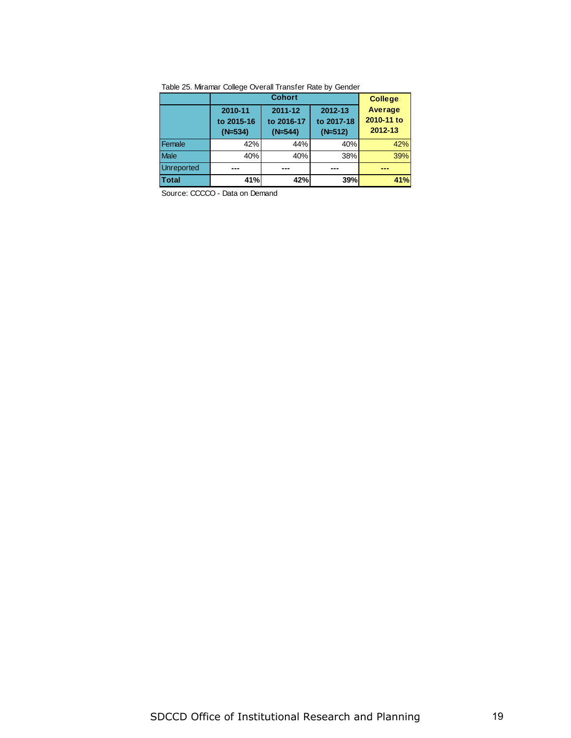Table 25. Miramar College Overall Transfer Rate by Gender

| | Cohort | | | College Average 2010-11 to 2012-13 |
|---|---|---|---|---|
| | 2010-11 to 2015-16 (N=534) | 2011-12 to 2016-17 (N=544) | 2012-13 to 2017-18 (N=512) | |
| Female | 42% | 44% | 40% | 42% |
| Male | 40% | 40% | 38% | 39% |
| Unreported | --- | --- | --- | --- |
| **Total** | **41%** | **42%** | **39%** | **41%** |

Source: CCCCO - Data on Demand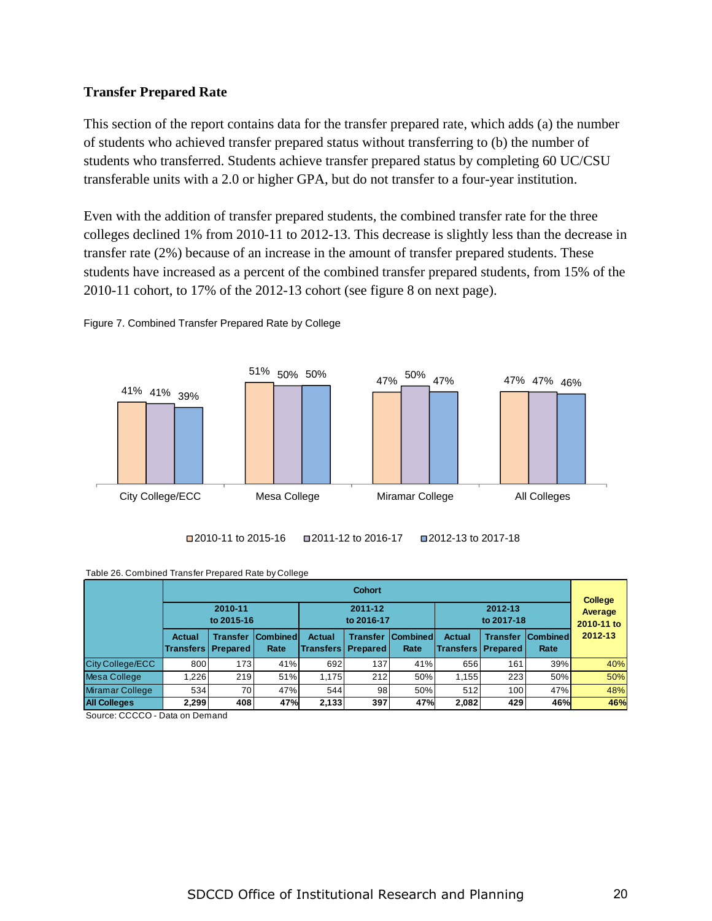### Transfer Prepared Rate

This section of the report contains data for the transfer prepared rate, which adds (a) the number of students who achieved transfer prepared status without transferring to (b) the number of students who transferred. Students achieve transfer prepared status by completing 60 UC/CSU transferable units with a 2.0 or higher GPA, but do not transfer to a four-year institution.

Even with the addition of transfer prepared students, the combined transfer rate for the three colleges declined 1% from 2010-11 to 2012-13. This decrease is slightly less than the decrease in transfer rate (2%) because of an increase in the amount of transfer prepared students. These students have increased as a percent of the combined transfer prepared students, from 15% of the 2010-11 cohort, to 17% of the 2012-13 cohort (see figure 8 on next page).

Figure 7. Combined Transfer Prepared Rate by College

| | 2010-11 to 2015-16 | 2011-12 to 2016-17 | 2012-13 to 2017-18 |
|---|---|---|---|
| City College/ECC | 41% | 41% | 39% |
| Mesa College | 51% | 50% | 50% |
| Miramar College | 47% | 50% | 47% |
| All Colleges | 47% | 47% | 46% |

Table 26. Combined Transfer Prepared Rate by College

| | Cohort | | | | | | | | | College Average 2010-11 to 2012-13 |
|---|---|---|---|---|---|---|---|---|---|---|
| | 2010-11 to 2015-16 | | | 2011-12 to 2016-17 | | | 2012-13 to 2017-18 | | | |
| | Actual Transfers | Transfer Prepared | Combined Rate | Actual Transfers | Transfer Prepared | Combined Rate | Actual Transfers | Transfer Prepared | Combined Rate | |
| City College/ECC | 800 | 173 | 41% | 692 | 137 | 41% | 656 | 161 | 39% | 40% |
| Mesa College | 1,226 | 219 | 51% | 1,175 | 212 | 50% | 1,155 | 223 | 50% | 50% |
| Miramar College | 534 | 70 | 47% | 544 | 98 | 50% | 512 | 100 | 47% | 48% |
| **All Colleges** | **2,299** | **408** | **47%** | **2,133** | **397** | **47%** | **2,082** | **429** | **46%** | **46%** |

Source: CCCCO - Data on Demand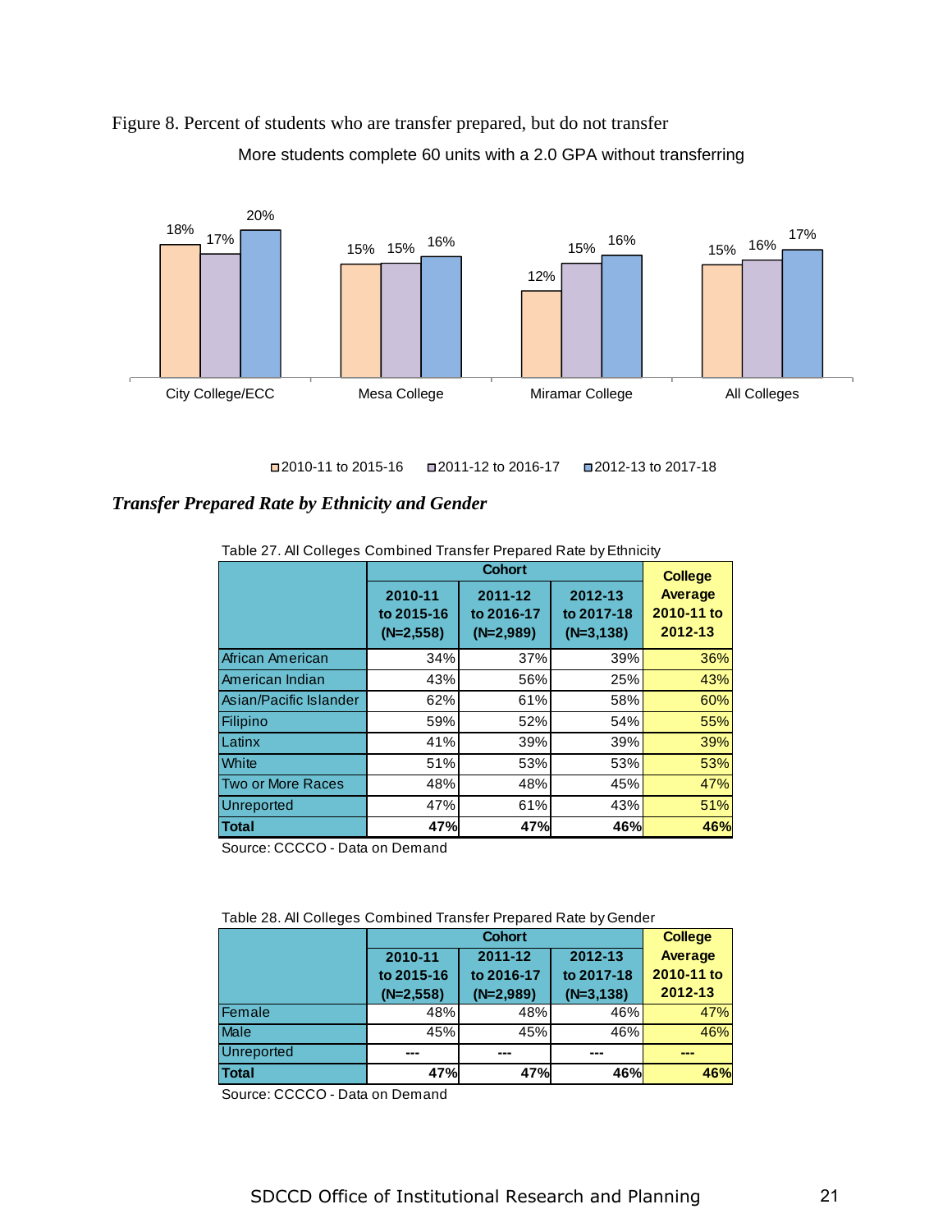Figure 8. Percent of students who are transfer prepared, but do not transfer

More students complete 60 units with a 2.0 GPA without transferring

| | 2010-11 to 2015-16 | 2011-12 to 2016-17 | 2012-13 to 2017-18 |
|---|---|---|---|
| City College/ECC | 18% | 17% | 20% |
| Mesa College | 15% | 15% | 16% |
| Miramar College | 12% | 15% | 16% |
| All Colleges | 15% | 16% | 17% |

### *Transfer Prepared Rate by Ethnicity and Gender*

Table 27. All Colleges Combined Transfer Prepared Rate by Ethnicity

| | Cohort | | | College Average 2010-11 to 2012-13 |
|---|---|---|---|---|
| | 2010-11 to 2015-16 (N=2,558) | 2011-12 to 2016-17 (N=2,989) | 2012-13 to 2017-18 (N=3,138) | |
| African American | 34% | 37% | 39% | 36% |
| American Indian | 43% | 56% | 25% | 43% |
| Asian/Pacific Islander | 62% | 61% | 58% | 60% |
| Filipino | 59% | 52% | 54% | 55% |
| Latinx | 41% | 39% | 39% | 39% |
| White | 51% | 53% | 53% | 53% |
| Two or More Races | 48% | 48% | 45% | 47% |
| Unreported | 47% | 61% | 43% | 51% |
| **Total** | **47%** | **47%** | **46%** | **46%** |

Source: CCCCO - Data on Demand

Table 28. All Colleges Combined Transfer Prepared Rate by Gender

| | Cohort | | | College Average 2010-11 to 2012-13 |
|---|---|---|---|---|
| | 2010-11 to 2015-16 (N=2,558) | 2011-12 to 2016-17 (N=2,989) | 2012-13 to 2017-18 (N=3,138) | |
| Female | 48% | 48% | 46% | 47% |
| Male | 45% | 45% | 46% | 46% |
| Unreported | --- | --- | --- | --- |
| **Total** | **47%** | **47%** | **46%** | **46%** |

Source: CCCCO - Data on Demand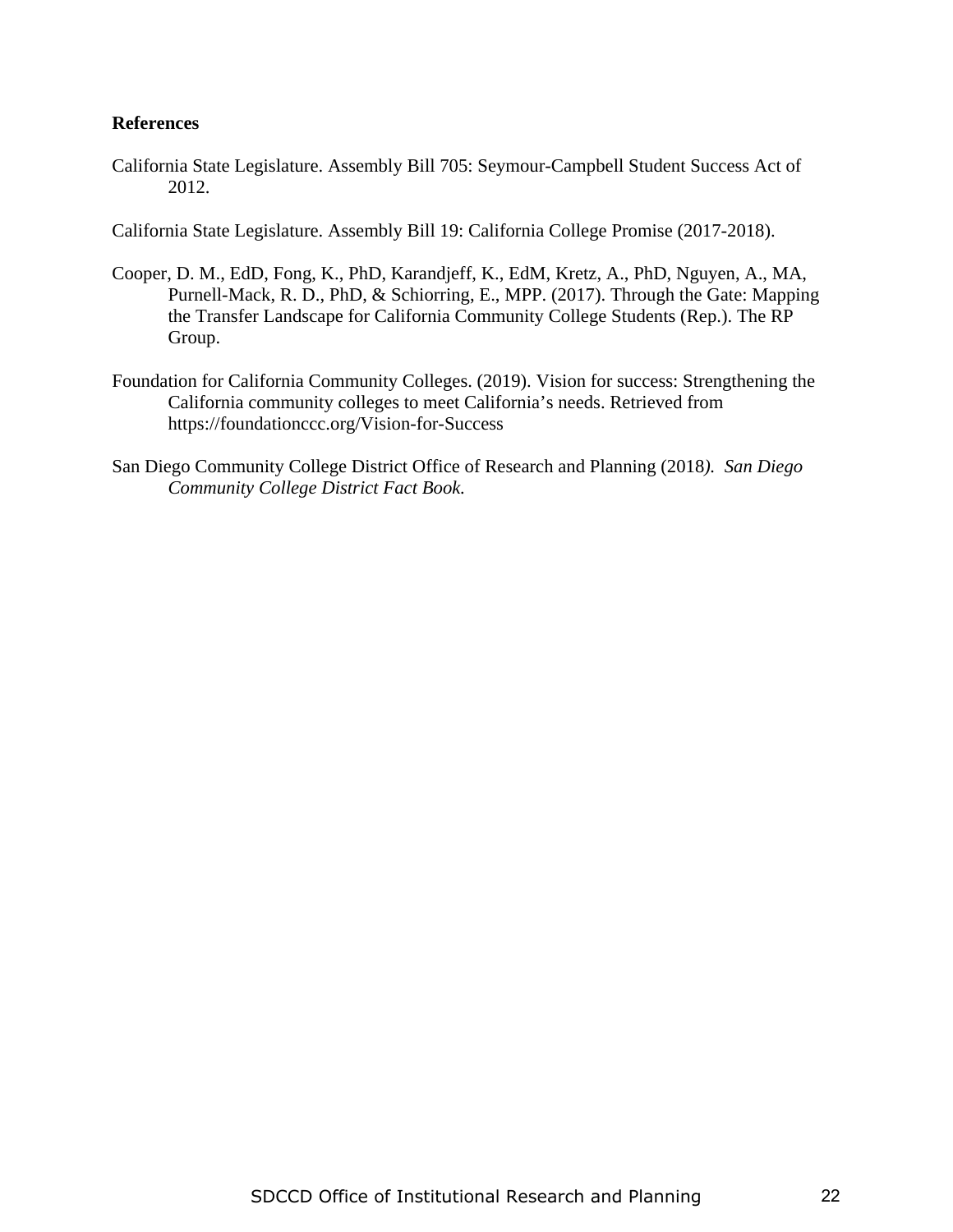**References**

California State Legislature. Assembly Bill 705: Seymour-Campbell Student Success Act of 2012.

California State Legislature. Assembly Bill 19: California College Promise (2017-2018).

Cooper, D. M., EdD, Fong, K., PhD, Karandjeff, K., EdM, Kretz, A., PhD, Nguyen, A., MA, Purnell-Mack, R. D., PhD, & Schiorring, E., MPP. (2017). Through the Gate: Mapping the Transfer Landscape for California Community College Students (Rep.). The RP Group.

Foundation for California Community Colleges. (2019). Vision for success: Strengthening the California community colleges to meet California's needs. Retrieved from https://foundationccc.org/Vision-for-Success

San Diego Community College District Office of Research and Planning (2018*). San Diego Community College District Fact Book.*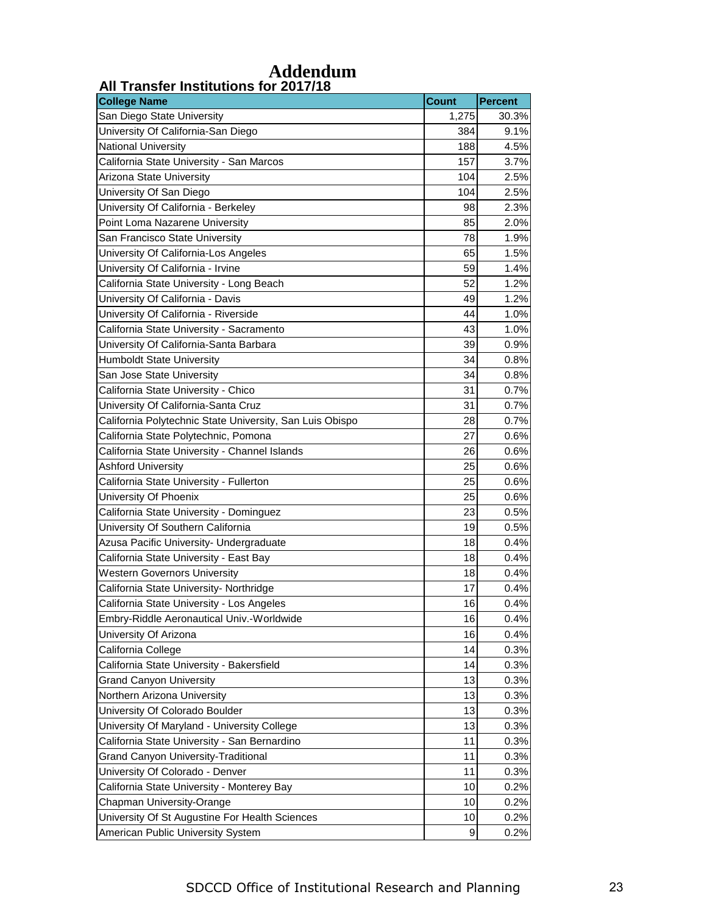# Addendum

## All Transfer Institutions for 2017/18

| College Name | Count | Percent |
| --- | --- | --- |
| San Diego State University | 1,275 | 30.3% |
| University Of California-San Diego | 384 | 9.1% |
| National University | 188 | 4.5% |
| California State University - San Marcos | 157 | 3.7% |
| Arizona State University | 104 | 2.5% |
| University Of San Diego | 104 | 2.5% |
| University Of California - Berkeley | 98 | 2.3% |
| Point Loma Nazarene University | 85 | 2.0% |
| San Francisco State University | 78 | 1.9% |
| University Of California-Los Angeles | 65 | 1.5% |
| University Of California - Irvine | 59 | 1.4% |
| California State University - Long Beach | 52 | 1.2% |
| University Of California - Davis | 49 | 1.2% |
| University Of California - Riverside | 44 | 1.0% |
| California State University - Sacramento | 43 | 1.0% |
| University Of California-Santa Barbara | 39 | 0.9% |
| Humboldt State University | 34 | 0.8% |
| San Jose State University | 34 | 0.8% |
| California State University - Chico | 31 | 0.7% |
| University Of California-Santa Cruz | 31 | 0.7% |
| California Polytechnic State University, San Luis Obispo | 28 | 0.7% |
| California State Polytechnic, Pomona | 27 | 0.6% |
| California State University - Channel Islands | 26 | 0.6% |
| Ashford University | 25 | 0.6% |
| California State University - Fullerton | 25 | 0.6% |
| University Of Phoenix | 25 | 0.6% |
| California State University - Dominguez | 23 | 0.5% |
| University Of Southern California | 19 | 0.5% |
| Azusa Pacific University- Undergraduate | 18 | 0.4% |
| California State University - East Bay | 18 | 0.4% |
| Western Governors University | 18 | 0.4% |
| California State University- Northridge | 17 | 0.4% |
| California State University - Los Angeles | 16 | 0.4% |
| Embry-Riddle Aeronautical Univ.-Worldwide | 16 | 0.4% |
| University Of Arizona | 16 | 0.4% |
| California College | 14 | 0.3% |
| California State University - Bakersfield | 14 | 0.3% |
| Grand Canyon University | 13 | 0.3% |
| Northern Arizona University | 13 | 0.3% |
| University Of Colorado Boulder | 13 | 0.3% |
| University Of Maryland - University College | 13 | 0.3% |
| California State University - San Bernardino | 11 | 0.3% |
| Grand Canyon University-Traditional | 11 | 0.3% |
| University Of Colorado - Denver | 11 | 0.3% |
| California State University - Monterey Bay | 10 | 0.2% |
| Chapman University-Orange | 10 | 0.2% |
| University Of St Augustine For Health Sciences | 10 | 0.2% |
| American Public University System | 9 | 0.2% |

SDCCD Office of Institutional Research and Planning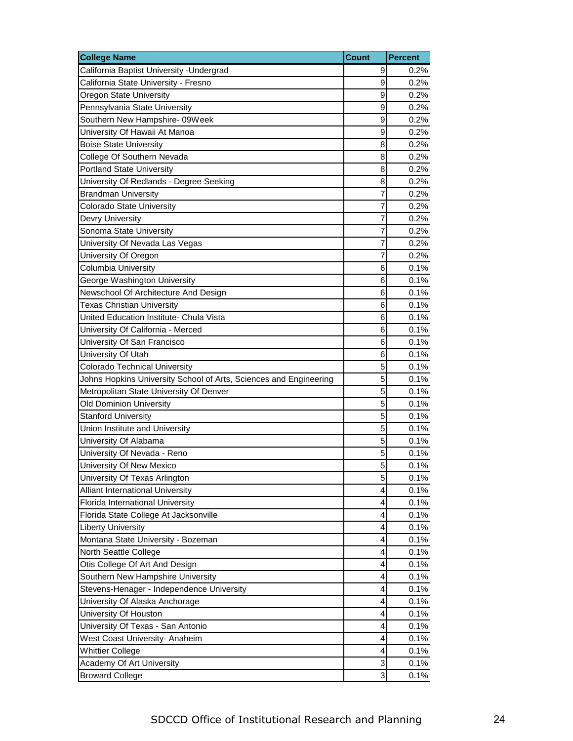| College Name | Count | Percent |
|---|---|---|
| California Baptist University -Undergrad | 9 | 0.2% |
| California State University - Fresno | 9 | 0.2% |
| Oregon State University | 9 | 0.2% |
| Pennsylvania State University | 9 | 0.2% |
| Southern New Hampshire- 09Week | 9 | 0.2% |
| University Of Hawaii At Manoa | 9 | 0.2% |
| Boise State University | 8 | 0.2% |
| College Of Southern Nevada | 8 | 0.2% |
| Portland State University | 8 | 0.2% |
| University Of Redlands - Degree Seeking | 8 | 0.2% |
| Brandman University | 7 | 0.2% |
| Colorado State University | 7 | 0.2% |
| Devry University | 7 | 0.2% |
| Sonoma State University | 7 | 0.2% |
| University Of Nevada Las Vegas | 7 | 0.2% |
| University Of Oregon | 7 | 0.2% |
| Columbia University | 6 | 0.1% |
| George Washington University | 6 | 0.1% |
| Newschool Of Architecture And Design | 6 | 0.1% |
| Texas Christian University | 6 | 0.1% |
| United Education Institute- Chula Vista | 6 | 0.1% |
| University Of California - Merced | 6 | 0.1% |
| University Of San Francisco | 6 | 0.1% |
| University Of Utah | 6 | 0.1% |
| Colorado Technical University | 5 | 0.1% |
| Johns Hopkins University School of Arts, Sciences and Engineering | 5 | 0.1% |
| Metropolitan State University Of Denver | 5 | 0.1% |
| Old Dominion University | 5 | 0.1% |
| Stanford University | 5 | 0.1% |
| Union Institute and University | 5 | 0.1% |
| University Of Alabama | 5 | 0.1% |
| University Of Nevada - Reno | 5 | 0.1% |
| University Of New Mexico | 5 | 0.1% |
| University Of Texas Arlington | 5 | 0.1% |
| Alliant International University | 4 | 0.1% |
| Florida International University | 4 | 0.1% |
| Florida State College At Jacksonville | 4 | 0.1% |
| Liberty University | 4 | 0.1% |
| Montana State University - Bozeman | 4 | 0.1% |
| North Seattle College | 4 | 0.1% |
| Otis College Of Art And Design | 4 | 0.1% |
| Southern New Hampshire University | 4 | 0.1% |
| Stevens-Henager - Independence University | 4 | 0.1% |
| University Of Alaska Anchorage | 4 | 0.1% |
| University Of Houston | 4 | 0.1% |
| University Of Texas - San Antonio | 4 | 0.1% |
| West Coast University- Anaheim | 4 | 0.1% |
| Whittier College | 4 | 0.1% |
| Academy Of Art University | 3 | 0.1% |
| Broward College | 3 | 0.1% |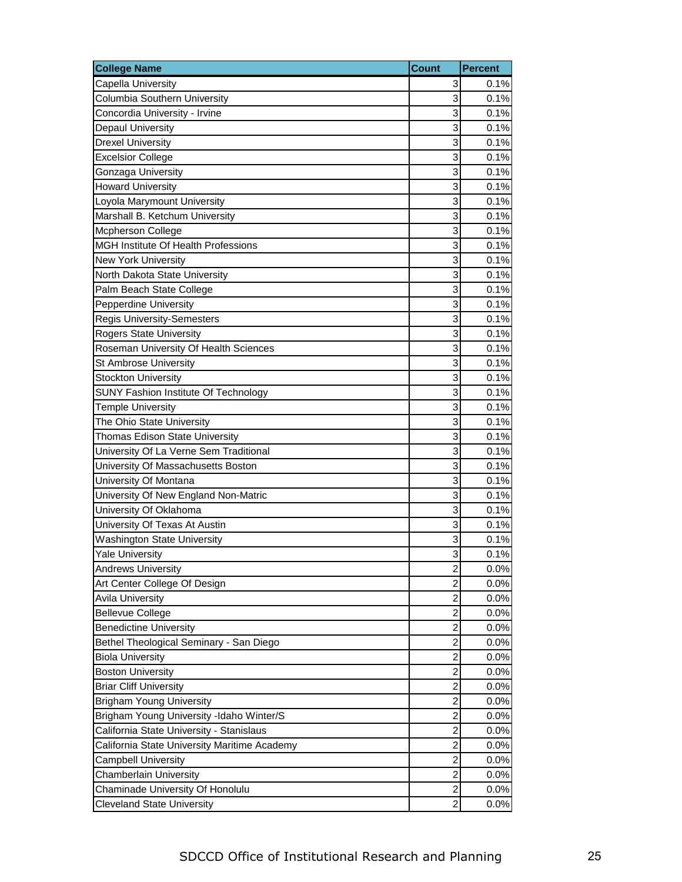| College Name | Count | Percent |
| --- | --- | --- |
| Capella University | 3 | 0.1% |
| Columbia Southern University | 3 | 0.1% |
| Concordia University - Irvine | 3 | 0.1% |
| Depaul University | 3 | 0.1% |
| Drexel University | 3 | 0.1% |
| Excelsior College | 3 | 0.1% |
| Gonzaga University | 3 | 0.1% |
| Howard University | 3 | 0.1% |
| Loyola Marymount University | 3 | 0.1% |
| Marshall B. Ketchum University | 3 | 0.1% |
| Mcpherson College | 3 | 0.1% |
| MGH Institute Of Health Professions | 3 | 0.1% |
| New York University | 3 | 0.1% |
| North Dakota State University | 3 | 0.1% |
| Palm Beach State College | 3 | 0.1% |
| Pepperdine University | 3 | 0.1% |
| Regis University-Semesters | 3 | 0.1% |
| Rogers State University | 3 | 0.1% |
| Roseman University Of Health Sciences | 3 | 0.1% |
| St Ambrose University | 3 | 0.1% |
| Stockton University | 3 | 0.1% |
| SUNY Fashion Institute Of Technology | 3 | 0.1% |
| Temple University | 3 | 0.1% |
| The Ohio State University | 3 | 0.1% |
| Thomas Edison State University | 3 | 0.1% |
| University Of La Verne Sem Traditional | 3 | 0.1% |
| University Of Massachusetts Boston | 3 | 0.1% |
| University Of Montana | 3 | 0.1% |
| University Of New England Non-Matric | 3 | 0.1% |
| University Of Oklahoma | 3 | 0.1% |
| University Of Texas At Austin | 3 | 0.1% |
| Washington State University | 3 | 0.1% |
| Yale University | 3 | 0.1% |
| Andrews University | 2 | 0.0% |
| Art Center College Of Design | 2 | 0.0% |
| Avila University | 2 | 0.0% |
| Bellevue College | 2 | 0.0% |
| Benedictine University | 2 | 0.0% |
| Bethel Theological Seminary - San Diego | 2 | 0.0% |
| Biola University | 2 | 0.0% |
| Boston University | 2 | 0.0% |
| Briar Cliff University | 2 | 0.0% |
| Brigham Young University | 2 | 0.0% |
| Brigham Young University -Idaho Winter/S | 2 | 0.0% |
| California State University - Stanislaus | 2 | 0.0% |
| California State University Maritime Academy | 2 | 0.0% |
| Campbell University | 2 | 0.0% |
| Chamberlain University | 2 | 0.0% |
| Chaminade University Of Honolulu | 2 | 0.0% |
| Cleveland State University | 2 | 0.0% |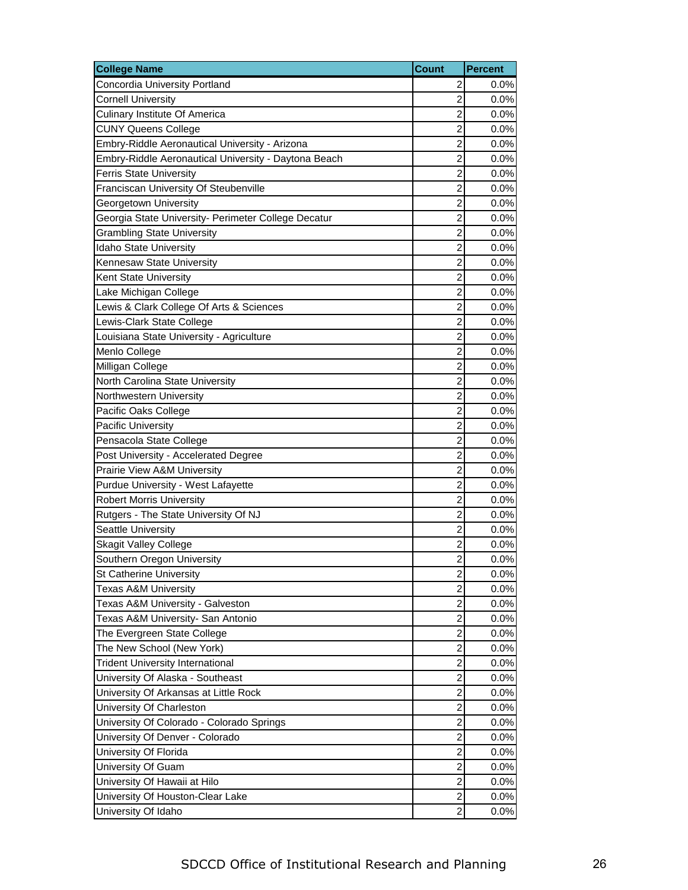| College Name | Count | Percent |
|---|---|---|
| Concordia University Portland | 2 | 0.0% |
| Cornell University | 2 | 0.0% |
| Culinary Institute Of America | 2 | 0.0% |
| CUNY Queens College | 2 | 0.0% |
| Embry-Riddle Aeronautical University - Arizona | 2 | 0.0% |
| Embry-Riddle Aeronautical University - Daytona Beach | 2 | 0.0% |
| Ferris State University | 2 | 0.0% |
| Franciscan University Of Steubenville | 2 | 0.0% |
| Georgetown University | 2 | 0.0% |
| Georgia State University- Perimeter College Decatur | 2 | 0.0% |
| Grambling State University | 2 | 0.0% |
| Idaho State University | 2 | 0.0% |
| Kennesaw State University | 2 | 0.0% |
| Kent State University | 2 | 0.0% |
| Lake Michigan College | 2 | 0.0% |
| Lewis & Clark College Of Arts & Sciences | 2 | 0.0% |
| Lewis-Clark State College | 2 | 0.0% |
| Louisiana State University - Agriculture | 2 | 0.0% |
| Menlo College | 2 | 0.0% |
| Milligan College | 2 | 0.0% |
| North Carolina State University | 2 | 0.0% |
| Northwestern University | 2 | 0.0% |
| Pacific Oaks College | 2 | 0.0% |
| Pacific University | 2 | 0.0% |
| Pensacola State College | 2 | 0.0% |
| Post University - Accelerated Degree | 2 | 0.0% |
| Prairie View A&M University | 2 | 0.0% |
| Purdue University - West Lafayette | 2 | 0.0% |
| Robert Morris University | 2 | 0.0% |
| Rutgers - The State University Of NJ | 2 | 0.0% |
| Seattle University | 2 | 0.0% |
| Skagit Valley College | 2 | 0.0% |
| Southern Oregon University | 2 | 0.0% |
| St Catherine University | 2 | 0.0% |
| Texas A&M University | 2 | 0.0% |
| Texas A&M University - Galveston | 2 | 0.0% |
| Texas A&M University- San Antonio | 2 | 0.0% |
| The Evergreen State College | 2 | 0.0% |
| The New School (New York) | 2 | 0.0% |
| Trident University International | 2 | 0.0% |
| University Of Alaska - Southeast | 2 | 0.0% |
| University Of Arkansas at Little Rock | 2 | 0.0% |
| University Of Charleston | 2 | 0.0% |
| University Of Colorado - Colorado Springs | 2 | 0.0% |
| University Of Denver - Colorado | 2 | 0.0% |
| University Of Florida | 2 | 0.0% |
| University Of Guam | 2 | 0.0% |
| University Of Hawaii at Hilo | 2 | 0.0% |
| University Of Houston-Clear Lake | 2 | 0.0% |
| University Of Idaho | 2 | 0.0% |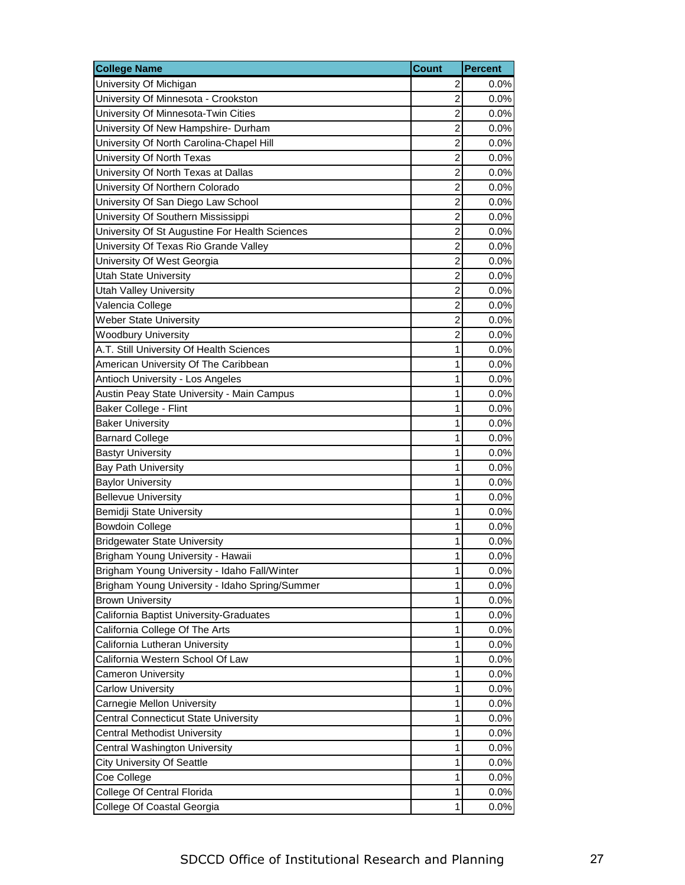| College Name | Count | Percent |
| --- | --- | --- |
| University Of Michigan | 2 | 0.0% |
| University Of Minnesota - Crookston | 2 | 0.0% |
| University Of Minnesota-Twin Cities | 2 | 0.0% |
| University Of New Hampshire- Durham | 2 | 0.0% |
| University Of North Carolina-Chapel Hill | 2 | 0.0% |
| University Of North Texas | 2 | 0.0% |
| University Of North Texas at Dallas | 2 | 0.0% |
| University Of Northern Colorado | 2 | 0.0% |
| University Of San Diego Law School | 2 | 0.0% |
| University Of Southern Mississippi | 2 | 0.0% |
| University Of St Augustine For Health Sciences | 2 | 0.0% |
| University Of Texas Rio Grande Valley | 2 | 0.0% |
| University Of West Georgia | 2 | 0.0% |
| Utah State University | 2 | 0.0% |
| Utah Valley University | 2 | 0.0% |
| Valencia College | 2 | 0.0% |
| Weber State University | 2 | 0.0% |
| Woodbury University | 2 | 0.0% |
| A.T. Still University Of Health Sciences | 1 | 0.0% |
| American University Of The Caribbean | 1 | 0.0% |
| Antioch University - Los Angeles | 1 | 0.0% |
| Austin Peay State University - Main Campus | 1 | 0.0% |
| Baker College - Flint | 1 | 0.0% |
| Baker University | 1 | 0.0% |
| Barnard College | 1 | 0.0% |
| Bastyr University | 1 | 0.0% |
| Bay Path University | 1 | 0.0% |
| Baylor University | 1 | 0.0% |
| Bellevue University | 1 | 0.0% |
| Bemidji State University | 1 | 0.0% |
| Bowdoin College | 1 | 0.0% |
| Bridgewater State University | 1 | 0.0% |
| Brigham Young University - Hawaii | 1 | 0.0% |
| Brigham Young University - Idaho Fall/Winter | 1 | 0.0% |
| Brigham Young University - Idaho Spring/Summer | 1 | 0.0% |
| Brown University | 1 | 0.0% |
| California Baptist University-Graduates | 1 | 0.0% |
| California College Of The Arts | 1 | 0.0% |
| California Lutheran University | 1 | 0.0% |
| California Western School Of Law | 1 | 0.0% |
| Cameron University | 1 | 0.0% |
| Carlow University | 1 | 0.0% |
| Carnegie Mellon University | 1 | 0.0% |
| Central Connecticut State University | 1 | 0.0% |
| Central Methodist University | 1 | 0.0% |
| Central Washington University | 1 | 0.0% |
| City University Of Seattle | 1 | 0.0% |
| Coe College | 1 | 0.0% |
| College Of Central Florida | 1 | 0.0% |
| College Of Coastal Georgia | 1 | 0.0% |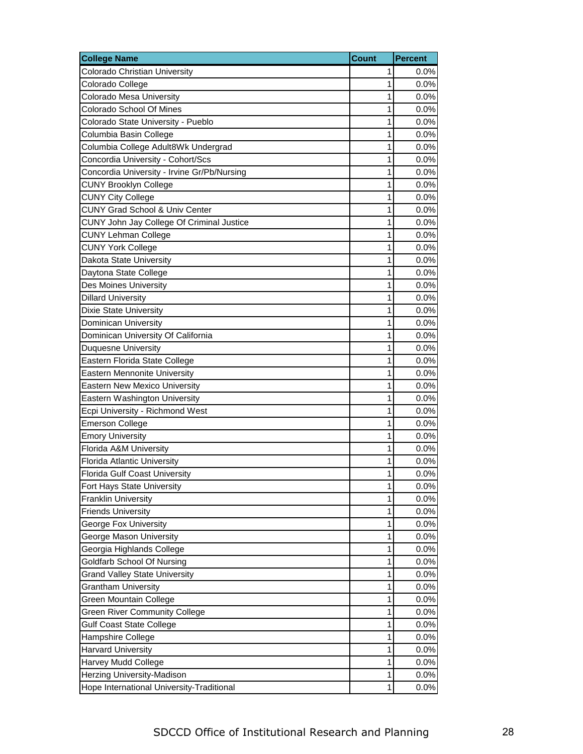| College Name | Count | Percent |
| --- | --- | --- |
| Colorado Christian University | 1 | 0.0% |
| Colorado College | 1 | 0.0% |
| Colorado Mesa University | 1 | 0.0% |
| Colorado School Of Mines | 1 | 0.0% |
| Colorado State University - Pueblo | 1 | 0.0% |
| Columbia Basin College | 1 | 0.0% |
| Columbia College Adult8Wk Undergrad | 1 | 0.0% |
| Concordia University - Cohort/Scs | 1 | 0.0% |
| Concordia University - Irvine Gr/Pb/Nursing | 1 | 0.0% |
| CUNY Brooklyn College | 1 | 0.0% |
| CUNY City College | 1 | 0.0% |
| CUNY Grad School & Univ Center | 1 | 0.0% |
| CUNY John Jay College Of Criminal Justice | 1 | 0.0% |
| CUNY Lehman College | 1 | 0.0% |
| CUNY York College | 1 | 0.0% |
| Dakota State University | 1 | 0.0% |
| Daytona State College | 1 | 0.0% |
| Des Moines University | 1 | 0.0% |
| Dillard University | 1 | 0.0% |
| Dixie State University | 1 | 0.0% |
| Dominican University | 1 | 0.0% |
| Dominican University Of California | 1 | 0.0% |
| Duquesne University | 1 | 0.0% |
| Eastern Florida State College | 1 | 0.0% |
| Eastern Mennonite University | 1 | 0.0% |
| Eastern New Mexico University | 1 | 0.0% |
| Eastern Washington University | 1 | 0.0% |
| Ecpi University - Richmond West | 1 | 0.0% |
| Emerson College | 1 | 0.0% |
| Emory University | 1 | 0.0% |
| Florida A&M University | 1 | 0.0% |
| Florida Atlantic University | 1 | 0.0% |
| Florida Gulf Coast University | 1 | 0.0% |
| Fort Hays State University | 1 | 0.0% |
| Franklin University | 1 | 0.0% |
| Friends University | 1 | 0.0% |
| George Fox University | 1 | 0.0% |
| George Mason University | 1 | 0.0% |
| Georgia Highlands College | 1 | 0.0% |
| Goldfarb School Of Nursing | 1 | 0.0% |
| Grand Valley State University | 1 | 0.0% |
| Grantham University | 1 | 0.0% |
| Green Mountain College | 1 | 0.0% |
| Green River Community College | 1 | 0.0% |
| Gulf Coast State College | 1 | 0.0% |
| Hampshire College | 1 | 0.0% |
| Harvard University | 1 | 0.0% |
| Harvey Mudd College | 1 | 0.0% |
| Herzing University-Madison | 1 | 0.0% |
| Hope International University-Traditional | 1 | 0.0% |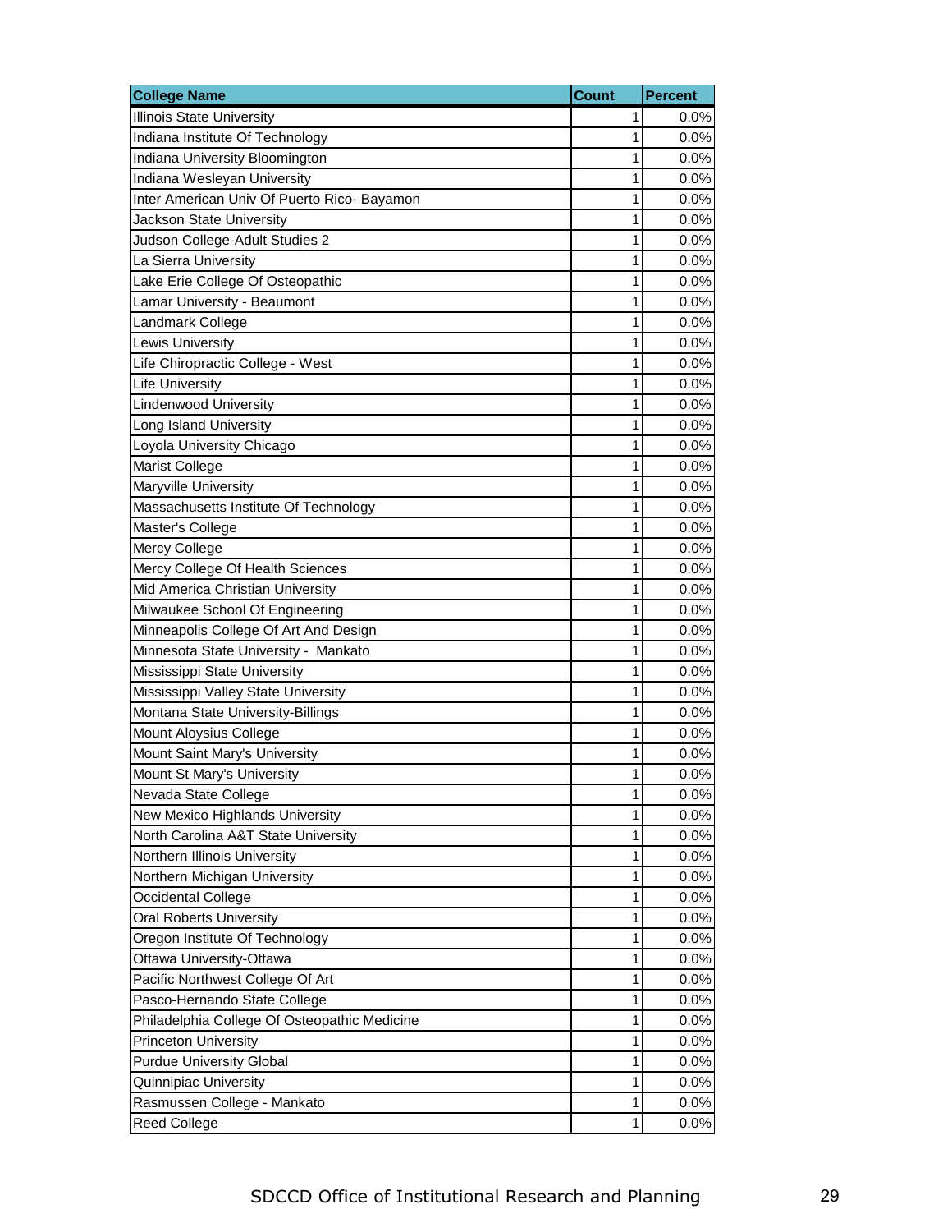| College Name | Count | Percent |
|---|---|---|
| Illinois State University | 1 | 0.0% |
| Indiana Institute Of Technology | 1 | 0.0% |
| Indiana University Bloomington | 1 | 0.0% |
| Indiana Wesleyan University | 1 | 0.0% |
| Inter American Univ Of Puerto Rico- Bayamon | 1 | 0.0% |
| Jackson State University | 1 | 0.0% |
| Judson College-Adult Studies 2 | 1 | 0.0% |
| La Sierra University | 1 | 0.0% |
| Lake Erie College Of Osteopathic | 1 | 0.0% |
| Lamar University - Beaumont | 1 | 0.0% |
| Landmark College | 1 | 0.0% |
| Lewis University | 1 | 0.0% |
| Life Chiropractic College - West | 1 | 0.0% |
| Life University | 1 | 0.0% |
| Lindenwood University | 1 | 0.0% |
| Long Island University | 1 | 0.0% |
| Loyola University Chicago | 1 | 0.0% |
| Marist College | 1 | 0.0% |
| Maryville University | 1 | 0.0% |
| Massachusetts Institute Of Technology | 1 | 0.0% |
| Master's College | 1 | 0.0% |
| Mercy College | 1 | 0.0% |
| Mercy College Of Health Sciences | 1 | 0.0% |
| Mid America Christian University | 1 | 0.0% |
| Milwaukee School Of Engineering | 1 | 0.0% |
| Minneapolis College Of Art And Design | 1 | 0.0% |
| Minnesota State University - Mankato | 1 | 0.0% |
| Mississippi State University | 1 | 0.0% |
| Mississippi Valley State University | 1 | 0.0% |
| Montana State University-Billings | 1 | 0.0% |
| Mount Aloysius College | 1 | 0.0% |
| Mount Saint Mary's University | 1 | 0.0% |
| Mount St Mary's University | 1 | 0.0% |
| Nevada State College | 1 | 0.0% |
| New Mexico Highlands University | 1 | 0.0% |
| North Carolina A&T State University | 1 | 0.0% |
| Northern Illinois University | 1 | 0.0% |
| Northern Michigan University | 1 | 0.0% |
| Occidental College | 1 | 0.0% |
| Oral Roberts University | 1 | 0.0% |
| Oregon Institute Of Technology | 1 | 0.0% |
| Ottawa University-Ottawa | 1 | 0.0% |
| Pacific Northwest College Of Art | 1 | 0.0% |
| Pasco-Hernando State College | 1 | 0.0% |
| Philadelphia College Of Osteopathic Medicine | 1 | 0.0% |
| Princeton University | 1 | 0.0% |
| Purdue University Global | 1 | 0.0% |
| Quinnipiac University | 1 | 0.0% |
| Rasmussen College - Mankato | 1 | 0.0% |
| Reed College | 1 | 0.0% |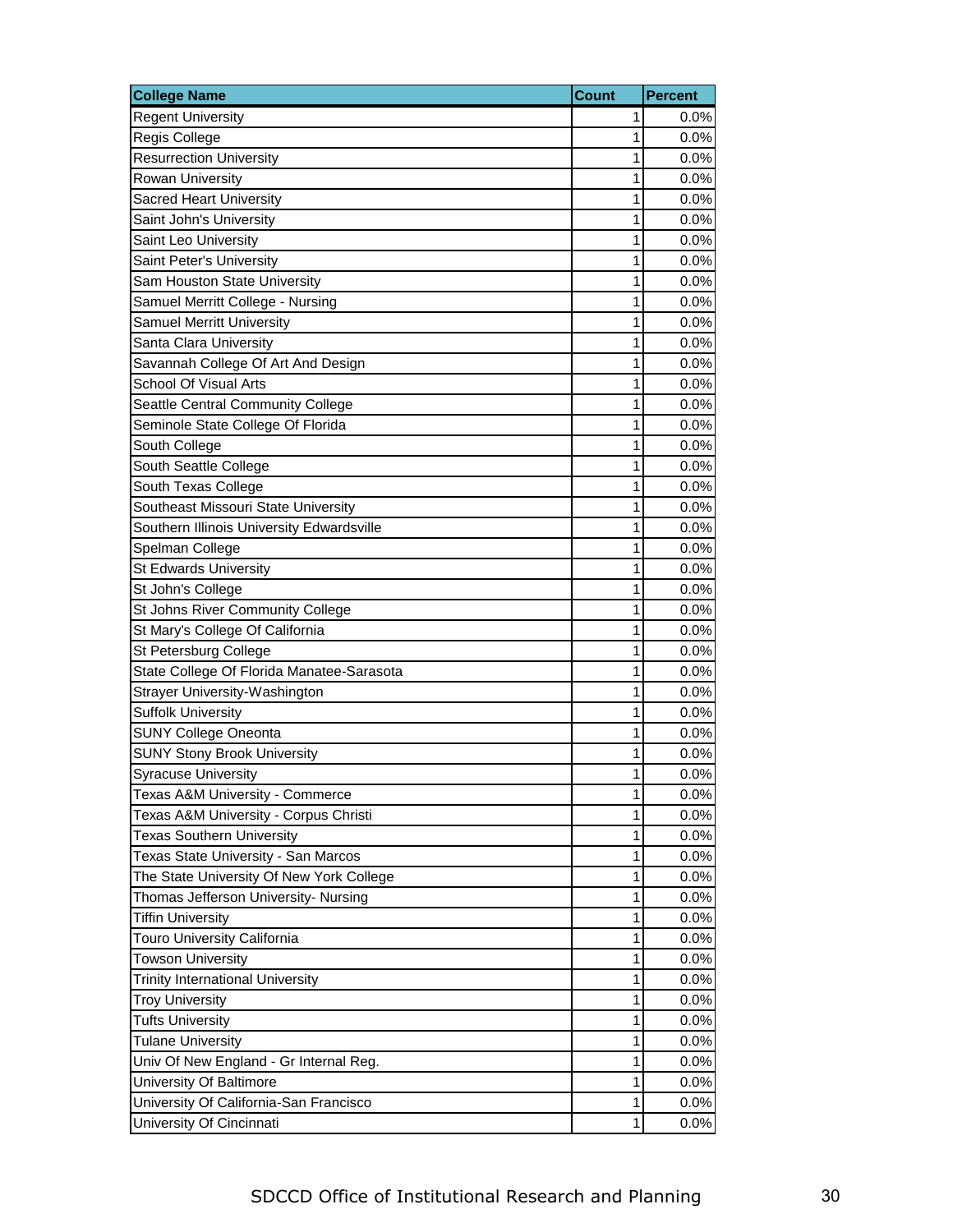| College Name | Count | Percent |
| --- | --- | --- |
| Regent University | 1 | 0.0% |
| Regis College | 1 | 0.0% |
| Resurrection University | 1 | 0.0% |
| Rowan University | 1 | 0.0% |
| Sacred Heart University | 1 | 0.0% |
| Saint John's University | 1 | 0.0% |
| Saint Leo University | 1 | 0.0% |
| Saint Peter's University | 1 | 0.0% |
| Sam Houston State University | 1 | 0.0% |
| Samuel Merritt College - Nursing | 1 | 0.0% |
| Samuel Merritt University | 1 | 0.0% |
| Santa Clara University | 1 | 0.0% |
| Savannah College Of Art And Design | 1 | 0.0% |
| School Of Visual Arts | 1 | 0.0% |
| Seattle Central Community College | 1 | 0.0% |
| Seminole State College Of Florida | 1 | 0.0% |
| South College | 1 | 0.0% |
| South Seattle College | 1 | 0.0% |
| South Texas College | 1 | 0.0% |
| Southeast Missouri State University | 1 | 0.0% |
| Southern Illinois University Edwardsville | 1 | 0.0% |
| Spelman College | 1 | 0.0% |
| St Edwards University | 1 | 0.0% |
| St John's College | 1 | 0.0% |
| St Johns River Community College | 1 | 0.0% |
| St Mary's College Of California | 1 | 0.0% |
| St Petersburg College | 1 | 0.0% |
| State College Of Florida Manatee-Sarasota | 1 | 0.0% |
| Strayer University-Washington | 1 | 0.0% |
| Suffolk University | 1 | 0.0% |
| SUNY College Oneonta | 1 | 0.0% |
| SUNY Stony Brook University | 1 | 0.0% |
| Syracuse University | 1 | 0.0% |
| Texas A&M University - Commerce | 1 | 0.0% |
| Texas A&M University - Corpus Christi | 1 | 0.0% |
| Texas Southern University | 1 | 0.0% |
| Texas State University - San Marcos | 1 | 0.0% |
| The State University Of New York College | 1 | 0.0% |
| Thomas Jefferson University- Nursing | 1 | 0.0% |
| Tiffin University | 1 | 0.0% |
| Touro University California | 1 | 0.0% |
| Towson University | 1 | 0.0% |
| Trinity International University | 1 | 0.0% |
| Troy University | 1 | 0.0% |
| Tufts University | 1 | 0.0% |
| Tulane University | 1 | 0.0% |
| Univ Of New England - Gr Internal Reg. | 1 | 0.0% |
| University Of Baltimore | 1 | 0.0% |
| University Of California-San Francisco | 1 | 0.0% |
| University Of Cincinnati | 1 | 0.0% |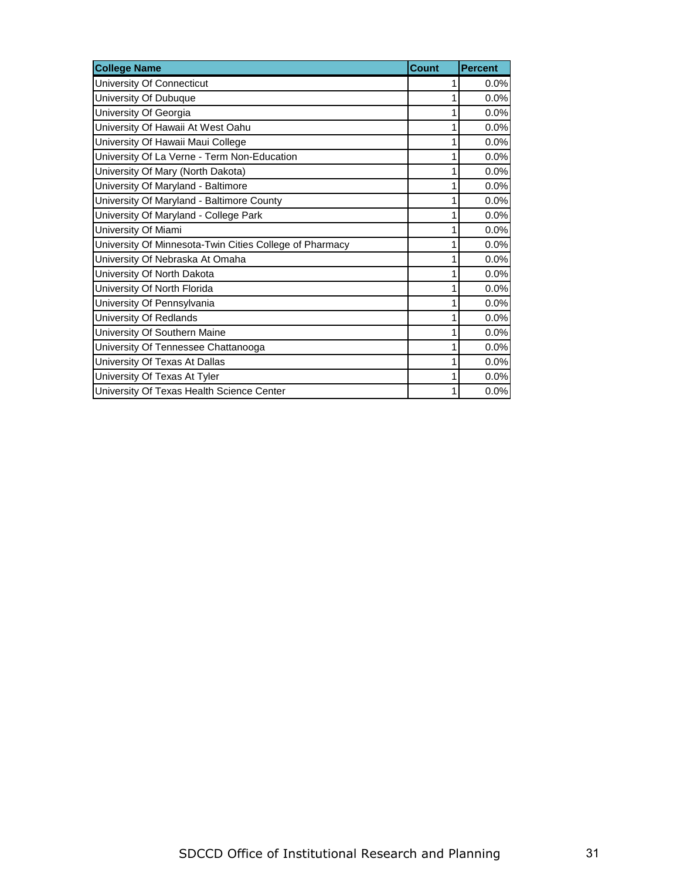| College Name | Count | Percent |
| --- | --- | --- |
| University Of Connecticut | 1 | 0.0% |
| University Of Dubuque | 1 | 0.0% |
| University Of Georgia | 1 | 0.0% |
| University Of Hawaii At West Oahu | 1 | 0.0% |
| University Of Hawaii Maui College | 1 | 0.0% |
| University Of La Verne - Term Non-Education | 1 | 0.0% |
| University Of Mary (North Dakota) | 1 | 0.0% |
| University Of Maryland - Baltimore | 1 | 0.0% |
| University Of Maryland - Baltimore County | 1 | 0.0% |
| University Of Maryland - College Park | 1 | 0.0% |
| University Of Miami | 1 | 0.0% |
| University Of Minnesota-Twin Cities College of Pharmacy | 1 | 0.0% |
| University Of Nebraska At Omaha | 1 | 0.0% |
| University Of North Dakota | 1 | 0.0% |
| University Of North Florida | 1 | 0.0% |
| University Of Pennsylvania | 1 | 0.0% |
| University Of Redlands | 1 | 0.0% |
| University Of Southern Maine | 1 | 0.0% |
| University Of Tennessee Chattanooga | 1 | 0.0% |
| University Of Texas At Dallas | 1 | 0.0% |
| University Of Texas At Tyler | 1 | 0.0% |
| University Of Texas Health Science Center | 1 | 0.0% |